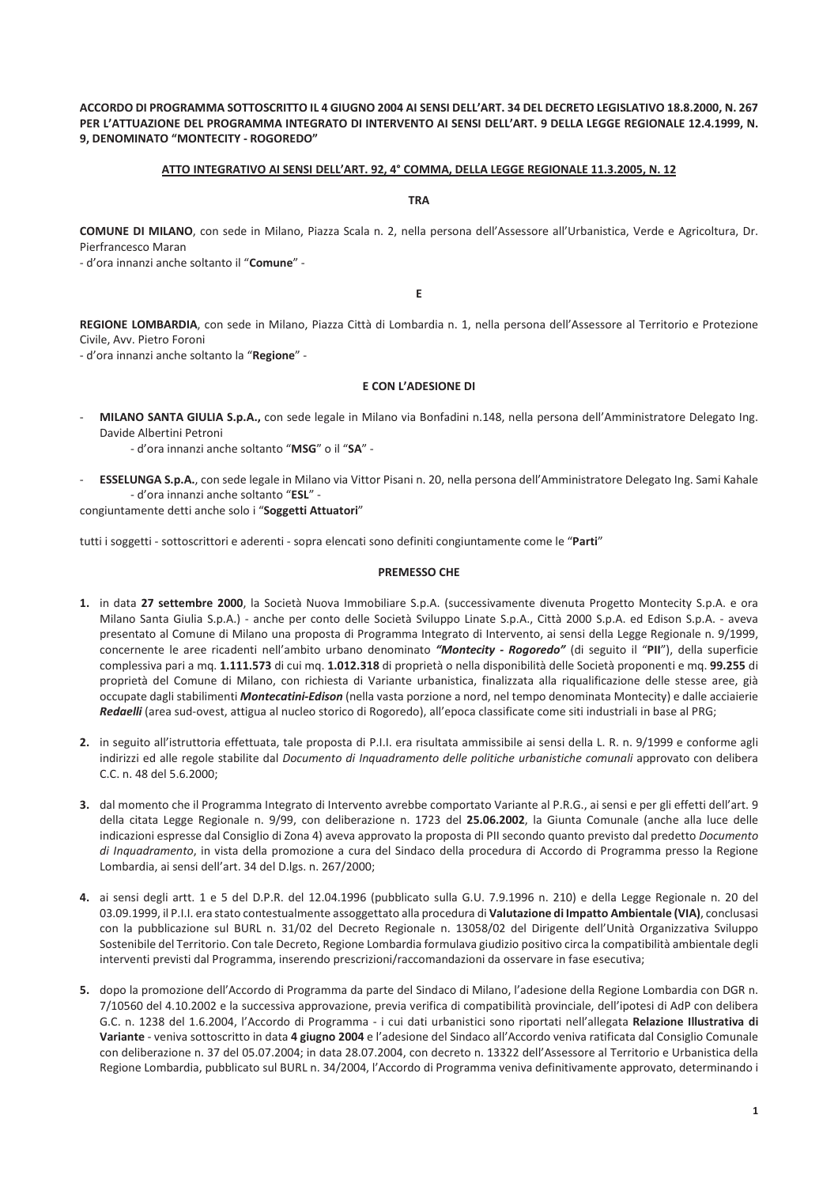**ACCORDO DI PROGRAMMA SOTTOSCRITTO IL 4 GIUGNO 2004 AI SENSI DELL'ART. 34 DEL DECRETO LEGISLATIVO 18.8.2000, N. 267 PER L'ATTUAZIONE DEL PROGRAMMA INTEGRATO DI INTERVENTO AI SENSI DELL'ART. 9 DELLA LEGGE REGIONALE 12.4.1999, N. 9, DENOMINATO "MONTECITY - ROGOREDO"**

**ATTO INTEGRATIVO AI SENSI DELL'ART. 92, 4° COMMA, DELLA LEGGE REGIONALE 11.3.2005, N. 12**

**TRA**

**COMUNE DI MILANO**, con sede in Milano, Piazza Scala n. 2, nella persona dell'Assessore all'Urbanistica, Verde e Agricoltura, Dr. Pierfrancesco Maran

- d'ora innanzi anche soltanto il "**Comune**" -

**E**

**REGIONE LOMBARDIA**, con sede in Milano, Piazza Città di Lombardia n. 1, nella persona dell'Assessore al Territorio e Protezione Civile, Avv. Pietro Foroni

- d'ora innanzi anche soltanto la "**Regione**" -

**E CON L'ADESIONE DI**

- **MILANO SANTA GIULIA S.p.A.,** con sede legale in Milano via Bonfadini n.148, nella persona dell'Amministratore Delegato Ing. Davide Albertini Petroni
  - d'ora innanzi anche soltanto "**MSG**" o il "**SA**" -
- **ESSELUNGA S.p.A.**, con sede legale in Milano via Vittor Pisani n. 20, nella persona dell'Amministratore Delegato Ing. Sami Kahale
  - d'ora innanzi anche soltanto "**ESL**" -

congiuntamente detti anche solo i "**Soggetti Attuatori**"

tutti i soggetti - sottoscrittori e aderenti - sopra elencati sono definiti congiuntamente come le "**Parti**"

**PREMESSO CHE**

1. in data **27 settembre 2000**, la Società Nuova Immobiliare S.p.A. (successivamente divenuta Progetto Montecity S.p.A. e ora Milano Santa Giulia S.p.A.) - anche per conto delle Società Sviluppo Linate S.p.A., Città 2000 S.p.A. ed Edison S.p.A. - aveva presentato al Comune di Milano una proposta di Programma Integrato di Intervento, ai sensi della Legge Regionale n. 9/1999, concernente le aree ricadenti nell'ambito urbano denominato ***"Montecity - Rogoredo"*** (di seguito il "**PII**"), della superficie complessiva pari a mq. **1.111.573** di cui mq. **1.012.318** di proprietà o nella disponibilità delle Società proponenti e mq. **99.255** di proprietà del Comune di Milano, con richiesta di Variante urbanistica, finalizzata alla riqualificazione delle stesse aree, già occupate dagli stabilimenti ***Montecatini-Edison*** (nella vasta porzione a nord, nel tempo denominata Montecity) e dalle acciaierie ***Redaelli*** (area sud-ovest, attigua al nucleo storico di Rogoredo), all'epoca classificate come siti industriali in base al PRG;

2. in seguito all'istruttoria effettuata, tale proposta di P.I.I. era risultata ammissibile ai sensi della L. R. n. 9/1999 e conforme agli indirizzi ed alle regole stabilite dal *Documento di Inquadramento delle politiche urbanistiche comunali* approvato con delibera C.C. n. 48 del 5.6.2000;

3. dal momento che il Programma Integrato di Intervento avrebbe comportato Variante al P.R.G., ai sensi e per gli effetti dell'art. 9 della citata Legge Regionale n. 9/99, con deliberazione n. 1723 del **25.06.2002**, la Giunta Comunale (anche alla luce delle indicazioni espresse dal Consiglio di Zona 4) aveva approvato la proposta di PII secondo quanto previsto dal predetto *Documento di Inquadramento*, in vista della promozione a cura del Sindaco della procedura di Accordo di Programma presso la Regione Lombardia, ai sensi dell'art. 34 del D.lgs. n. 267/2000;

4. ai sensi degli artt. 1 e 5 del D.P.R. del 12.04.1996 (pubblicato sulla G.U. 7.9.1996 n. 210) e della Legge Regionale n. 20 del 03.09.1999, il P.I.I. era stato contestualmente assoggettato alla procedura di **Valutazione di Impatto Ambientale (VIA)**, conclusasi con la pubblicazione sul BURL n. 31/02 del Decreto Regionale n. 13058/02 del Dirigente dell'Unità Organizzativa Sviluppo Sostenibile del Territorio. Con tale Decreto, Regione Lombardia formulava giudizio positivo circa la compatibilità ambientale degli interventi previsti dal Programma, inserendo prescrizioni/raccomandazioni da osservare in fase esecutiva;

5. dopo la promozione dell'Accordo di Programma da parte del Sindaco di Milano, l'adesione della Regione Lombardia con DGR n. 7/10560 del 4.10.2002 e la successiva approvazione, previa verifica di compatibilità provinciale, dell'ipotesi di AdP con delibera G.C. n. 1238 del 1.6.2004, l'Accordo di Programma - i cui dati urbanistici sono riportati nell'allegata **Relazione Illustrativa di Variante** - veniva sottoscritto in data **4 giugno 2004** e l'adesione del Sindaco all'Accordo veniva ratificata dal Consiglio Comunale con deliberazione n. 37 del 05.07.2004; in data 28.07.2004, con decreto n. 13322 dell'Assessore al Territorio e Urbanistica della Regione Lombardia, pubblicato sul BURL n. 34/2004, l'Accordo di Programma veniva definitivamente approvato, determinando i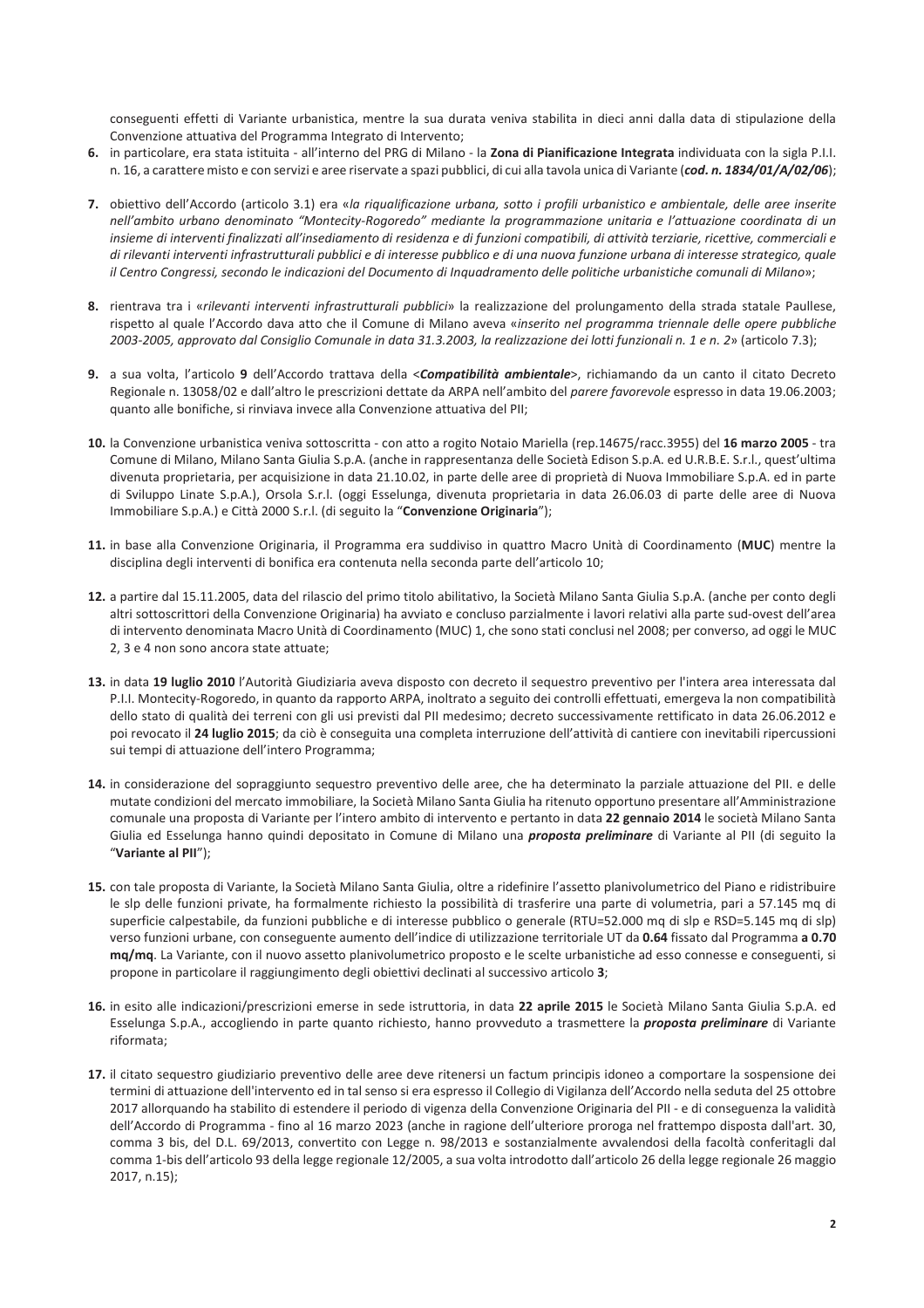conseguenti effetti di Variante urbanistica, mentre la sua durata veniva stabilita in dieci anni dalla data di stipulazione della Convenzione attuativa del Programma Integrato di Intervento;

6. in particolare, era stata istituita - all'interno del PRG di Milano - la **Zona di Pianificazione Integrata** individuata con la sigla P.I.I. n. 16, a carattere misto e con servizi e aree riservate a spazi pubblici, di cui alla tavola unica di Variante (***cod. n. 1834/01/A/02/06***);

7. obiettivo dell'Accordo (articolo 3.1) era «*la riqualificazione urbana, sotto i profili urbanistico e ambientale, delle aree inserite nell'ambito urbano denominato "Montecity-Rogoredo" mediante la programmazione unitaria e l'attuazione coordinata di un insieme di interventi finalizzati all'insediamento di residenza e di funzioni compatibili, di attività terziarie, ricettive, commerciali e di rilevanti interventi infrastrutturali pubblici e di interesse pubblico e di una nuova funzione urbana di interesse strategico, quale il Centro Congressi, secondo le indicazioni del Documento di Inquadramento delle politiche urbanistiche comunali di Milano*»;

8. rientrava tra i «*rilevanti interventi infrastrutturali pubblici*» la realizzazione del prolungamento della strada statale Paullese, rispetto al quale l'Accordo dava atto che il Comune di Milano aveva «*inserito nel programma triennale delle opere pubbliche 2003-2005, approvato dal Consiglio Comunale in data 31.3.2003, la realizzazione dei lotti funzionali n. 1 e n. 2*» (articolo 7.3);

9. a sua volta, l'articolo **9** dell'Accordo trattava della <***Compatibilità ambientale***>, richiamando da un canto il citato Decreto Regionale n. 13058/02 e dall'altro le prescrizioni dettate da ARPA nell'ambito del *parere favorevole* espresso in data 19.06.2003; quanto alle bonifiche, si rinviava invece alla Convenzione attuativa del PII;

10. la Convenzione urbanistica veniva sottoscritta - con atto a rogito Notaio Mariella (rep.14675/racc.3955) del **16 marzo 2005** - tra Comune di Milano, Milano Santa Giulia S.p.A. (anche in rappresentanza delle Società Edison S.p.A. ed U.R.B.E. S.r.l., quest'ultima divenuta proprietaria, per acquisizione in data 21.10.02, in parte delle aree di proprietà di Nuova Immobiliare S.p.A. ed in parte di Sviluppo Linate S.p.A.), Orsola S.r.l. (oggi Esselunga, divenuta proprietaria in data 26.06.03 di parte delle aree di Nuova Immobiliare S.p.A.) e Città 2000 S.r.l. (di seguito la "**Convenzione Originaria**");

11. in base alla Convenzione Originaria, il Programma era suddiviso in quattro Macro Unità di Coordinamento (**MUC**) mentre la disciplina degli interventi di bonifica era contenuta nella seconda parte dell'articolo 10;

12. a partire dal 15.11.2005, data del rilascio del primo titolo abilitativo, la Società Milano Santa Giulia S.p.A. (anche per conto degli altri sottoscrittori della Convenzione Originaria) ha avviato e concluso parzialmente i lavori relativi alla parte sud-ovest dell'area di intervento denominata Macro Unità di Coordinamento (MUC) 1, che sono stati conclusi nel 2008; per converso, ad oggi le MUC 2, 3 e 4 non sono ancora state attuate;

13. in data **19 luglio 2010** l'Autorità Giudiziaria aveva disposto con decreto il sequestro preventivo per l'intera area interessata dal P.I.I. Montecity-Rogoredo, in quanto da rapporto ARPA, inoltrato a seguito dei controlli effettuati, emergeva la non compatibilità dello stato di qualità dei terreni con gli usi previsti dal PII medesimo; decreto successivamente rettificato in data 26.06.2012 e poi revocato il **24 luglio 2015**; da ciò è conseguita una completa interruzione dell'attività di cantiere con inevitabili ripercussioni sui tempi di attuazione dell'intero Programma;

14. in considerazione del sopraggiunto sequestro preventivo delle aree, che ha determinato la parziale attuazione del PII. e delle mutate condizioni del mercato immobiliare, la Società Milano Santa Giulia ha ritenuto opportuno presentare all'Amministrazione comunale una proposta di Variante per l'intero ambito di intervento e pertanto in data **22 gennaio 2014** le società Milano Santa Giulia ed Esselunga hanno quindi depositato in Comune di Milano una ***proposta preliminare*** di Variante al PII (di seguito la "**Variante al PII**");

15. con tale proposta di Variante, la Società Milano Santa Giulia, oltre a ridefinire l'assetto planivolumetrico del Piano e ridistribuire le slp delle funzioni private, ha formalmente richiesto la possibilità di trasferire una parte di volumetria, pari a 57.145 mq di superficie calpestabile, da funzioni pubbliche e di interesse pubblico o generale (RTU=52.000 mq di slp e RSD=5.145 mq di slp) verso funzioni urbane, con conseguente aumento dell'indice di utilizzazione territoriale UT da **0.64** fissato dal Programma **a 0.70 mq/mq**. La Variante, con il nuovo assetto planivolumetrico proposto e le scelte urbanistiche ad esso connesse e conseguenti, si propone in particolare il raggiungimento degli obiettivi declinati al successivo articolo **3**;

16. in esito alle indicazioni/prescrizioni emerse in sede istruttoria, in data **22 aprile 2015** le Società Milano Santa Giulia S.p.A. ed Esselunga S.p.A., accogliendo in parte quanto richiesto, hanno provveduto a trasmettere la ***proposta preliminare*** di Variante riformata;

17. il citato sequestro giudiziario preventivo delle aree deve ritenersi un factum principis idoneo a comportare la sospensione dei termini di attuazione dell'intervento ed in tal senso si era espresso il Collegio di Vigilanza dell'Accordo nella seduta del 25 ottobre 2017 allorquando ha stabilito di estendere il periodo di vigenza della Convenzione Originaria del PII - e di conseguenza la validità dell'Accordo di Programma - fino al 16 marzo 2023 (anche in ragione dell'ulteriore proroga nel frattempo disposta dall'art. 30, comma 3 bis, del D.L. 69/2013, convertito con Legge n. 98/2013 e sostanzialmente avvalendosi della facoltà conferitagli dal comma 1-bis dell'articolo 93 della legge regionale 12/2005, a sua volta introdotto dall'articolo 26 della legge regionale 26 maggio 2017, n.15);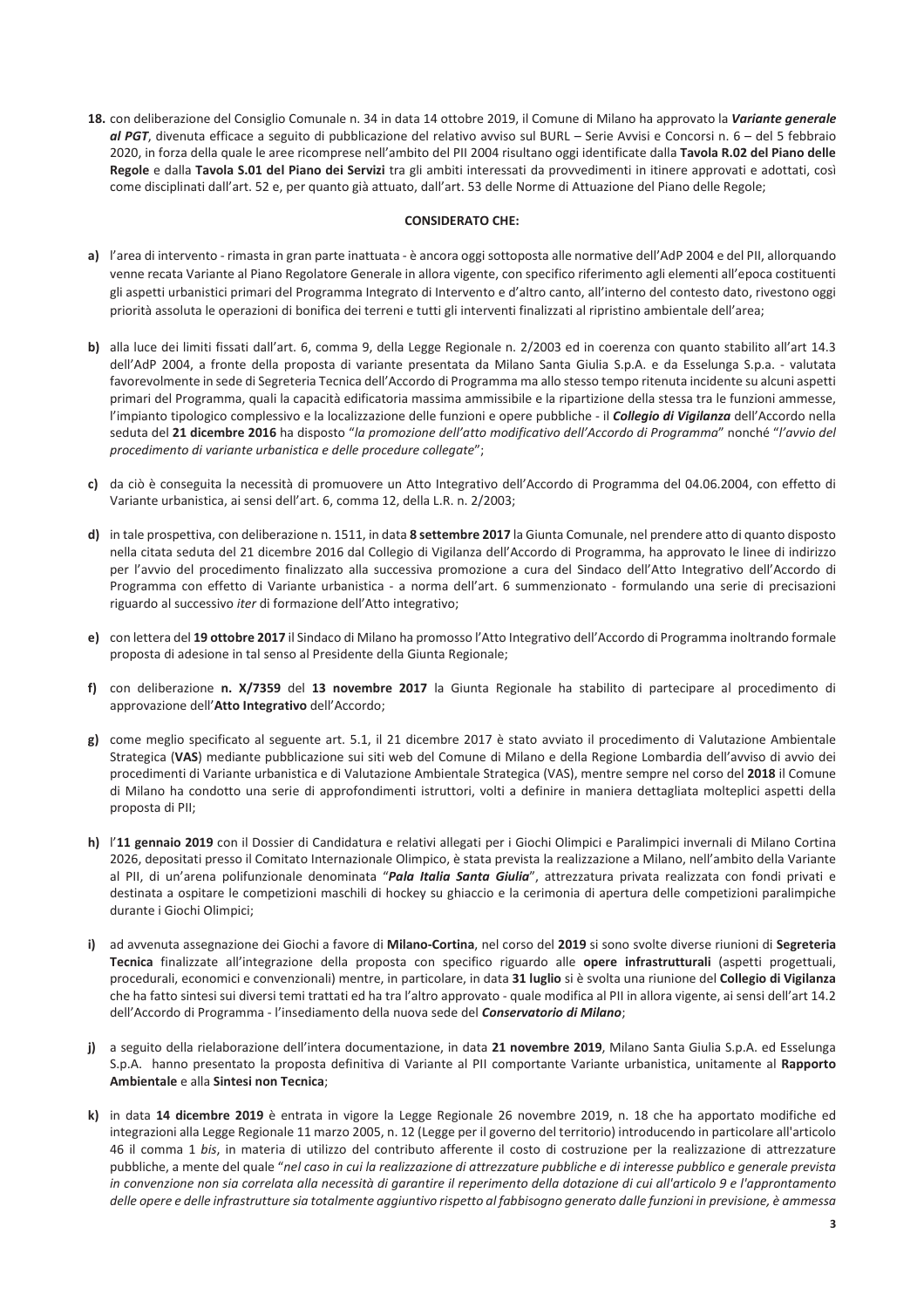**18.** con deliberazione del Consiglio Comunale n. 34 in data 14 ottobre 2019, il Comune di Milano ha approvato la ***Variante generale al PGT***, divenuta efficace a seguito di pubblicazione del relativo avviso sul BURL – Serie Avvisi e Concorsi n. 6 – del 5 febbraio 2020, in forza della quale le aree ricomprese nell'ambito del PII 2004 risultano oggi identificate dalla **Tavola R.02 del Piano delle Regole** e dalla **Tavola S.01 del Piano dei Servizi** tra gli ambiti interessati da provvedimenti in itinere approvati e adottati, così come disciplinati dall'art. 52 e, per quanto già attuato, dall'art. 53 delle Norme di Attuazione del Piano delle Regole;

**CONSIDERATO CHE:**

**a)** l'area di intervento - rimasta in gran parte inattuata - è ancora oggi sottoposta alle normative dell'AdP 2004 e del PII, allorquando venne recata Variante al Piano Regolatore Generale in allora vigente, con specifico riferimento agli elementi all'epoca costituenti gli aspetti urbanistici primari del Programma Integrato di Intervento e d'altro canto, all'interno del contesto dato, rivestono oggi priorità assoluta le operazioni di bonifica dei terreni e tutti gli interventi finalizzati al ripristino ambientale dell'area;

**b)** alla luce dei limiti fissati dall'art. 6, comma 9, della Legge Regionale n. 2/2003 ed in coerenza con quanto stabilito all'art 14.3 dell'AdP 2004, a fronte della proposta di variante presentata da Milano Santa Giulia S.p.A. e da Esselunga S.p.a. - valutata favorevolmente in sede di Segreteria Tecnica dell'Accordo di Programma ma allo stesso tempo ritenuta incidente su alcuni aspetti primari del Programma, quali la capacità edificatoria massima ammissibile e la ripartizione della stessa tra le funzioni ammesse, l'impianto tipologico complessivo e la localizzazione delle funzioni e opere pubbliche - il ***Collegio di Vigilanza*** dell'Accordo nella seduta del **21 dicembre 2016** ha disposto "*la promozione dell'atto modificativo dell'Accordo di Programma*" nonché "*l'avvio del procedimento di variante urbanistica e delle procedure collegate*";

**c)** da ciò è conseguita la necessità di promuovere un Atto Integrativo dell'Accordo di Programma del 04.06.2004, con effetto di Variante urbanistica, ai sensi dell'art. 6, comma 12, della L.R. n. 2/2003;

**d)** in tale prospettiva, con deliberazione n. 1511, in data **8 settembre 2017** la Giunta Comunale, nel prendere atto di quanto disposto nella citata seduta del 21 dicembre 2016 dal Collegio di Vigilanza dell'Accordo di Programma, ha approvato le linee di indirizzo per l'avvio del procedimento finalizzato alla successiva promozione a cura del Sindaco dell'Atto Integrativo dell'Accordo di Programma con effetto di Variante urbanistica - a norma dell'art. 6 summenzionato - formulando una serie di precisazioni riguardo al successivo *iter* di formazione dell'Atto integrativo;

**e)** con lettera del **19 ottobre 2017** il Sindaco di Milano ha promosso l'Atto Integrativo dell'Accordo di Programma inoltrando formale proposta di adesione in tal senso al Presidente della Giunta Regionale;

**f)** con deliberazione **n. X/7359** del **13 novembre 2017** la Giunta Regionale ha stabilito di partecipare al procedimento di approvazione dell'**Atto Integrativo** dell'Accordo;

**g)** come meglio specificato al seguente art. 5.1, il 21 dicembre 2017 è stato avviato il procedimento di Valutazione Ambientale Strategica (**VAS**) mediante pubblicazione sui siti web del Comune di Milano e della Regione Lombardia dell'avviso di avvio dei procedimenti di Variante urbanistica e di Valutazione Ambientale Strategica (VAS), mentre sempre nel corso del **2018** il Comune di Milano ha condotto una serie di approfondimenti istruttori, volti a definire in maniera dettagliata molteplici aspetti della proposta di PII;

**h)** l'**11 gennaio 2019** con il Dossier di Candidatura e relativi allegati per i Giochi Olimpici e Paralimpici invernali di Milano Cortina 2026, depositati presso il Comitato Internazionale Olimpico, è stata prevista la realizzazione a Milano, nell'ambito della Variante al PII, di un'arena polifunzionale denominata "***Pala Italia Santa Giulia***", attrezzatura privata realizzata con fondi privati e destinata a ospitare le competizioni maschili di hockey su ghiaccio e la cerimonia di apertura delle competizioni paralimpiche durante i Giochi Olimpici;

**i)** ad avvenuta assegnazione dei Giochi a favore di **Milano-Cortina**, nel corso del **2019** si sono svolte diverse riunioni di **Segreteria Tecnica** finalizzate all'integrazione della proposta con specifico riguardo alle **opere infrastrutturali** (aspetti progettuali, procedurali, economici e convenzionali) mentre, in particolare, in data **31 luglio** si è svolta una riunione del **Collegio di Vigilanza** che ha fatto sintesi sui diversi temi trattati ed ha tra l'altro approvato - quale modifica al PII in allora vigente, ai sensi dell'art 14.2 dell'Accordo di Programma - l'insediamento della nuova sede del ***Conservatorio di Milano***;

**j)** a seguito della rielaborazione dell'intera documentazione, in data **21 novembre 2019**, Milano Santa Giulia S.p.A. ed Esselunga S.p.A. hanno presentato la proposta definitiva di Variante al PII comportante Variante urbanistica, unitamente al **Rapporto Ambientale** e alla **Sintesi non Tecnica**;

**k)** in data **14 dicembre 2019** è entrata in vigore la Legge Regionale 26 novembre 2019, n. 18 che ha apportato modifiche ed integrazioni alla Legge Regionale 11 marzo 2005, n. 12 (Legge per il governo del territorio) introducendo in particolare all'articolo 46 il comma 1 *bis*, in materia di utilizzo del contributo afferente il costo di costruzione per la realizzazione di attrezzature pubbliche, a mente del quale "*nel caso in cui la realizzazione di attrezzature pubbliche e di interesse pubblico e generale prevista in convenzione non sia correlata alla necessità di garantire il reperimento della dotazione di cui all'articolo 9 e l'approntamento delle opere e delle infrastrutture sia totalmente aggiuntivo rispetto al fabbisogno generato dalle funzioni in previsione, è ammessa*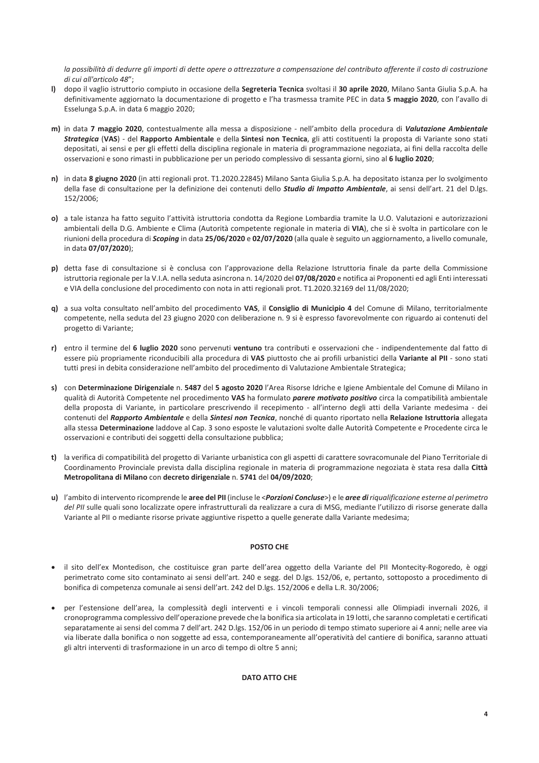*la possibilità di dedurre gli importi di dette opere o attrezzature a compensazione del contributo afferente il costo di costruzione di cui all'articolo 48*";

**l)** dopo il vaglio istruttorio compiuto in occasione della **Segreteria Tecnica** svoltasi il **30 aprile 2020**, Milano Santa Giulia S.p.A. ha definitivamente aggiornato la documentazione di progetto e l'ha trasmessa tramite PEC in data **5 maggio 2020**, con l'avallo di Esselunga S.p.A. in data 6 maggio 2020;

**m)** in data **7 maggio 2020**, contestualmente alla messa a disposizione - nell'ambito della procedura di ***Valutazione Ambientale Strategica*** (**VAS**) - del **Rapporto Ambientale** e della **Sintesi non Tecnica**, gli atti costituenti la proposta di Variante sono stati depositati, ai sensi e per gli effetti della disciplina regionale in materia di programmazione negoziata, ai fini della raccolta delle osservazioni e sono rimasti in pubblicazione per un periodo complessivo di sessanta giorni, sino al **6 luglio 2020**;

**n)** in data **8 giugno 2020** (in atti regionali prot. T1.2020.22845) Milano Santa Giulia S.p.A. ha depositato istanza per lo svolgimento della fase di consultazione per la definizione dei contenuti dello ***Studio di Impatto Ambientale***, ai sensi dell'art. 21 del D.lgs. 152/2006;

**o)** a tale istanza ha fatto seguito l'attività istruttoria condotta da Regione Lombardia tramite la U.O. Valutazioni e autorizzazioni ambientali della D.G. Ambiente e Clima (Autorità competente regionale in materia di **VIA**), che si è svolta in particolare con le riunioni della procedura di ***Scoping*** in data **25/06/2020** e **02/07/2020** (alla quale è seguito un aggiornamento, a livello comunale, in data **07/07/2020**);

**p)** detta fase di consultazione si è conclusa con l'approvazione della Relazione Istruttoria finale da parte della Commissione istruttoria regionale per la V.I.A. nella seduta asincrona n. 14/2020 del **07/08/2020** e notifica ai Proponenti ed agli Enti interessati e VIA della conclusione del procedimento con nota in atti regionali prot. T1.2020.32169 del 11/08/2020;

**q)** a sua volta consultato nell'ambito del procedimento **VAS**, il **Consiglio di Municipio 4** del Comune di Milano, territorialmente competente, nella seduta del 23 giugno 2020 con deliberazione n. 9 si è espresso favorevolmente con riguardo ai contenuti del progetto di Variante;

**r)** entro il termine del **6 luglio 2020** sono pervenuti **ventuno** tra contributi e osservazioni che - indipendentemente dal fatto di essere più propriamente riconducibili alla procedura di **VAS** piuttosto che ai profili urbanistici della **Variante al PII** - sono stati tutti presi in debita considerazione nell'ambito del procedimento di Valutazione Ambientale Strategica;

**s)** con **Determinazione Dirigenziale** n. **5487** del **5 agosto 2020** l'Area Risorse Idriche e Igiene Ambientale del Comune di Milano in qualità di Autorità Competente nel procedimento **VAS** ha formulato ***parere motivato positivo*** circa la compatibilità ambientale della proposta di Variante, in particolare prescrivendo il recepimento - all'interno degli atti della Variante medesima - dei contenuti del ***Rapporto Ambientale*** e della ***Sintesi non Tecnica***, nonché di quanto riportato nella **Relazione Istruttoria** allegata alla stessa **Determinazione** laddove al Cap. 3 sono esposte le valutazioni svolte dalle Autorità Competente e Procedente circa le osservazioni e contributi dei soggetti della consultazione pubblica;

**t)** la verifica di compatibilità del progetto di Variante urbanistica con gli aspetti di carattere sovracomunale del Piano Territoriale di Coordinamento Provinciale prevista dalla disciplina regionale in materia di programmazione negoziata è stata resa dalla **Città Metropolitana di Milano** con **decreto dirigenziale** n. **5741** del **04/09/2020**;

**u)** l'ambito di intervento ricomprende le **aree del PII** (incluse le <***Porzioni Concluse***>) e le ***aree di*** *riqualificazione esterne al perimetro del PII* sulle quali sono localizzate opere infrastrutturali da realizzare a cura di MSG, mediante l'utilizzo di risorse generate dalla Variante al PII o mediante risorse private aggiuntive rispetto a quelle generate dalla Variante medesima;

**POSTO CHE**

- il sito dell'ex Montedison, che costituisce gran parte dell'area oggetto della Variante del PII Montecity-Rogoredo, è oggi perimetrato come sito contaminato ai sensi dell'art. 240 e segg. del D.lgs. 152/06, e, pertanto, sottoposto a procedimento di bonifica di competenza comunale ai sensi dell'art. 242 del D.lgs. 152/2006 e della L.R. 30/2006;
- per l'estensione dell'area, la complessità degli interventi e i vincoli temporali connessi alle Olimpiadi invernali 2026, il cronoprogramma complessivo dell'operazione prevede che la bonifica sia articolata in 19 lotti, che saranno completati e certificati separatamente ai sensi del comma 7 dell'art. 242 D.lgs. 152/06 in un periodo di tempo stimato superiore ai 4 anni; nelle aree via via liberate dalla bonifica o non soggette ad essa, contemporaneamente all'operatività del cantiere di bonifica, saranno attuati gli altri interventi di trasformazione in un arco di tempo di oltre 5 anni;

**DATO ATTO CHE**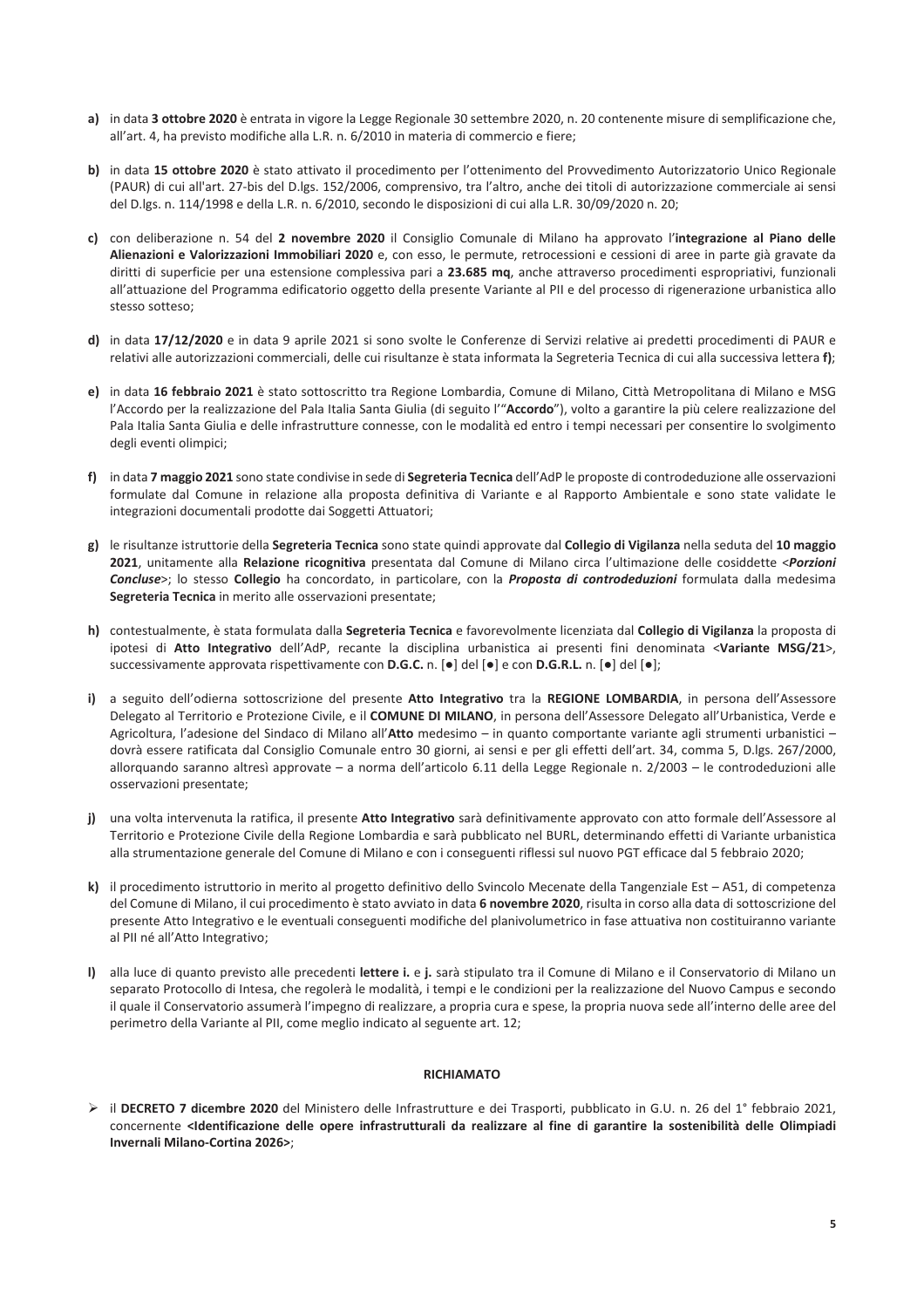**a)** in data **3 ottobre 2020** è entrata in vigore la Legge Regionale 30 settembre 2020, n. 20 contenente misure di semplificazione che, all'art. 4, ha previsto modifiche alla L.R. n. 6/2010 in materia di commercio e fiere;

**b)** in data **15 ottobre 2020** è stato attivato il procedimento per l'ottenimento del Provvedimento Autorizzatorio Unico Regionale (PAUR) di cui all'art. 27-bis del D.lgs. 152/2006, comprensivo, tra l'altro, anche dei titoli di autorizzazione commerciale ai sensi del D.lgs. n. 114/1998 e della L.R. n. 6/2010, secondo le disposizioni di cui alla L.R. 30/09/2020 n. 20;

**c)** con deliberazione n. 54 del **2 novembre 2020** il Consiglio Comunale di Milano ha approvato l'**integrazione al Piano delle Alienazioni e Valorizzazioni Immobiliari 2020** e, con esso, le permute, retrocessioni e cessioni di aree in parte già gravate da diritti di superficie per una estensione complessiva pari a **23.685 mq**, anche attraverso procedimenti espropriativi, funzionali all'attuazione del Programma edificatorio oggetto della presente Variante al PII e del processo di rigenerazione urbanistica allo stesso sotteso;

**d)** in data **17/12/2020** e in data 9 aprile 2021 si sono svolte le Conferenze di Servizi relative ai predetti procedimenti di PAUR e relativi alle autorizzazioni commerciali, delle cui risultanze è stata informata la Segreteria Tecnica di cui alla successiva lettera **f)**;

**e)** in data **16 febbraio 2021** è stato sottoscritto tra Regione Lombardia, Comune di Milano, Città Metropolitana di Milano e MSG l'Accordo per la realizzazione del Pala Italia Santa Giulia (di seguito l'"**Accordo**"), volto a garantire la più celere realizzazione del Pala Italia Santa Giulia e delle infrastrutture connesse, con le modalità ed entro i tempi necessari per consentire lo svolgimento degli eventi olimpici;

**f)** in data **7 maggio 2021** sono state condivise in sede di **Segreteria Tecnica** dell'AdP le proposte di controdeduzione alle osservazioni formulate dal Comune in relazione alla proposta definitiva di Variante e al Rapporto Ambientale e sono state validate le integrazioni documentali prodotte dai Soggetti Attuatori;

**g)** le risultanze istruttorie della **Segreteria Tecnica** sono state quindi approvate dal **Collegio di Vigilanza** nella seduta del **10 maggio 2021**, unitamente alla **Relazione ricognitiva** presentata dal Comune di Milano circa l'ultimazione delle cosiddette <***Porzioni Concluse***>; lo stesso **Collegio** ha concordato, in particolare, con la ***Proposta di controdeduzioni*** formulata dalla medesima **Segreteria Tecnica** in merito alle osservazioni presentate;

**h)** contestualmente, è stata formulata dalla **Segreteria Tecnica** e favorevolmente licenziata dal **Collegio di Vigilanza** la proposta di ipotesi di **Atto Integrativo** dell'AdP, recante la disciplina urbanistica ai presenti fini denominata <**Variante MSG/21**>, successivamente approvata rispettivamente con **D.G.C.** n. [●] del [●] e con **D.G.R.L.** n. [●] del [●];

**i)** a seguito dell'odierna sottoscrizione del presente **Atto Integrativo** tra la **REGIONE LOMBARDIA**, in persona dell'Assessore Delegato al Territorio e Protezione Civile, e il **COMUNE DI MILANO**, in persona dell'Assessore Delegato all'Urbanistica, Verde e Agricoltura, l'adesione del Sindaco di Milano all'**Atto** medesimo – in quanto comportante variante agli strumenti urbanistici – dovrà essere ratificata dal Consiglio Comunale entro 30 giorni, ai sensi e per gli effetti dell'art. 34, comma 5, D.lgs. 267/2000, allorquando saranno altresì approvate – a norma dell'articolo 6.11 della Legge Regionale n. 2/2003 – le controdeduzioni alle osservazioni presentate;

**j)** una volta intervenuta la ratifica, il presente **Atto Integrativo** sarà definitivamente approvato con atto formale dell'Assessore al Territorio e Protezione Civile della Regione Lombardia e sarà pubblicato nel BURL, determinando effetti di Variante urbanistica alla strumentazione generale del Comune di Milano e con i conseguenti riflessi sul nuovo PGT efficace dal 5 febbraio 2020;

**k)** il procedimento istruttorio in merito al progetto definitivo dello Svincolo Mecenate della Tangenziale Est – A51, di competenza del Comune di Milano, il cui procedimento è stato avviato in data **6 novembre 2020**, risulta in corso alla data di sottoscrizione del presente Atto Integrativo e le eventuali conseguenti modifiche del planivolumetrico in fase attuativa non costituiranno variante al PII né all'Atto Integrativo;

**l)** alla luce di quanto previsto alle precedenti **lettere i.** e **j.** sarà stipulato tra il Comune di Milano e il Conservatorio di Milano un separato Protocollo di Intesa, che regolerà le modalità, i tempi e le condizioni per la realizzazione del Nuovo Campus e secondo il quale il Conservatorio assumerà l'impegno di realizzare, a propria cura e spese, la propria nuova sede all'interno delle aree del perimetro della Variante al PII, come meglio indicato al seguente art. 12;

**RICHIAMATO**

- il **DECRETO 7 dicembre 2020** del Ministero delle Infrastrutture e dei Trasporti, pubblicato in G.U. n. 26 del 1° febbraio 2021, concernente **<Identificazione delle opere infrastrutturali da realizzare al fine di garantire la sostenibilità delle Olimpiadi Invernali Milano-Cortina 2026>**;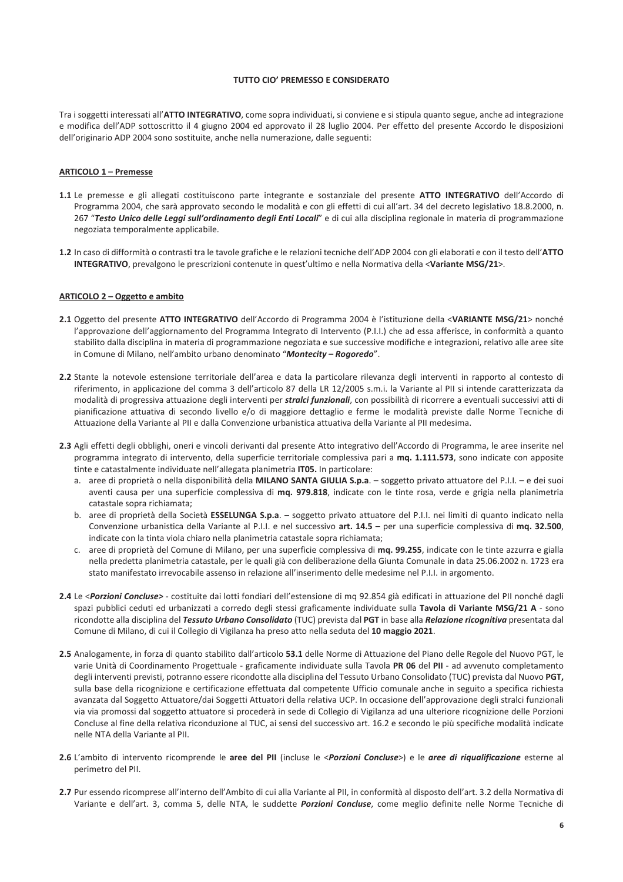**TUTTO CIO' PREMESSO E CONSIDERATO**

Tra i soggetti interessati all'**ATTO INTEGRATIVO**, come sopra individuati, si conviene e si stipula quanto segue, anche ad integrazione e modifica dell'ADP sottoscritto il 4 giugno 2004 ed approvato il 28 luglio 2004. Per effetto del presente Accordo le disposizioni dell'originario ADP 2004 sono sostituite, anche nella numerazione, dalle seguenti:

**ARTICOLO 1 – Premesse**

**1.1** Le premesse e gli allegati costituiscono parte integrante e sostanziale del presente **ATTO INTEGRATIVO** dell'Accordo di Programma 2004, che sarà approvato secondo le modalità e con gli effetti di cui all'art. 34 del decreto legislativo 18.8.2000, n. 267 "***Testo Unico delle Leggi sull'ordinamento degli Enti Locali***" e di cui alla disciplina regionale in materia di programmazione negoziata temporalmente applicabile.

**1.2** In caso di difformità o contrasti tra le tavole grafiche e le relazioni tecniche dell'ADP 2004 con gli elaborati e con il testo dell'**ATTO INTEGRATIVO**, prevalgono le prescrizioni contenute in quest'ultimo e nella Normativa della <**Variante MSG/21**>.

**ARTICOLO 2 – Oggetto e ambito**

**2.1** Oggetto del presente **ATTO INTEGRATIVO** dell'Accordo di Programma 2004 è l'istituzione della <**VARIANTE MSG/21**> nonché l'approvazione dell'aggiornamento del Programma Integrato di Intervento (P.I.I.) che ad essa afferisce, in conformità a quanto stabilito dalla disciplina in materia di programmazione negoziata e sue successive modifiche e integrazioni, relativo alle aree site in Comune di Milano, nell'ambito urbano denominato "***Montecity – Rogoredo***".

**2.2** Stante la notevole estensione territoriale dell'area e data la particolare rilevanza degli interventi in rapporto al contesto di riferimento, in applicazione del comma 3 dell'articolo 87 della LR 12/2005 s.m.i. la Variante al PII si intende caratterizzata da modalità di progressiva attuazione degli interventi per ***stralci funzionali***, con possibilità di ricorrere a eventuali successivi atti di pianificazione attuativa di secondo livello e/o di maggiore dettaglio e ferme le modalità previste dalle Norme Tecniche di Attuazione della Variante al PII e dalla Convenzione urbanistica attuativa della Variante al PII medesima.

**2.3** Agli effetti degli obblighi, oneri e vincoli derivanti dal presente Atto integrativo dell'Accordo di Programma, le aree inserite nel programma integrato di intervento, della superficie territoriale complessiva pari a **mq. 1.111.573**, sono indicate con apposite tinte e catastalmente individuate nell'allegata planimetria **IT05.** In particolare:

a. aree di proprietà o nella disponibilità della **MILANO SANTA GIULIA S.p.a**. – soggetto privato attuatore del P.I.I. – e dei suoi aventi causa per una superficie complessiva di **mq. 979.818**, indicate con le tinte rosa, verde e grigia nella planimetria catastale sopra richiamata;
b. aree di proprietà della Società **ESSELUNGA S.p.a**. – soggetto privato attuatore del P.I.I. nei limiti di quanto indicato nella Convenzione urbanistica della Variante al P.I.I. e nel successivo **art. 14.5** – per una superficie complessiva di **mq. 32.500**, indicate con la tinta viola chiaro nella planimetria catastale sopra richiamata;
c. aree di proprietà del Comune di Milano, per una superficie complessiva di **mq. 99.255**, indicate con le tinte azzurra e gialla nella predetta planimetria catastale, per le quali già con deliberazione della Giunta Comunale in data 25.06.2002 n. 1723 era stato manifestato irrevocabile assenso in relazione all'inserimento delle medesime nel P.I.I. in argomento.

**2.4** Le <***Porzioni Concluse***> - costituite dai lotti fondiari dell'estensione di mq 92.854 già edificati in attuazione del PII nonché dagli spazi pubblici ceduti ed urbanizzati a corredo degli stessi graficamente individuate sulla **Tavola di Variante MSG/21 A** - sono ricondotte alla disciplina del ***Tessuto Urbano Consolidato*** (TUC) prevista dal **PGT** in base alla ***Relazione ricognitiva*** presentata dal Comune di Milano, di cui il Collegio di Vigilanza ha preso atto nella seduta del **10 maggio 2021**.

**2.5** Analogamente, in forza di quanto stabilito dall'articolo **53.1** delle Norme di Attuazione del Piano delle Regole del Nuovo PGT, le varie Unità di Coordinamento Progettuale - graficamente individuate sulla Tavola **PR 06** del **PII** - ad avvenuto completamento degli interventi previsti, potranno essere ricondotte alla disciplina del Tessuto Urbano Consolidato (TUC) prevista dal Nuovo **PGT,** sulla base della ricognizione e certificazione effettuata dal competente Ufficio comunale anche in seguito a specifica richiesta avanzata dal Soggetto Attuatore/dai Soggetti Attuatori della relativa UCP. In occasione dell'approvazione degli stralci funzionali via via promossi dal soggetto attuatore si procederà in sede di Collegio di Vigilanza ad una ulteriore ricognizione delle Porzioni Concluse al fine della relativa riconduzione al TUC, ai sensi del successivo art. 16.2 e secondo le più specifiche modalità indicate nelle NTA della Variante al PII.

**2.6** L'ambito di intervento ricomprende le **aree del PII** (incluse le <***Porzioni Concluse***>) e le ***aree di riqualificazione*** esterne al perimetro del PII.

**2.7** Pur essendo ricomprese all'interno dell'Ambito di cui alla Variante al PII, in conformità al disposto dell'art. 3.2 della Normativa di Variante e dell'art. 3, comma 5, delle NTA, le suddette ***Porzioni Concluse***, come meglio definite nelle Norme Tecniche di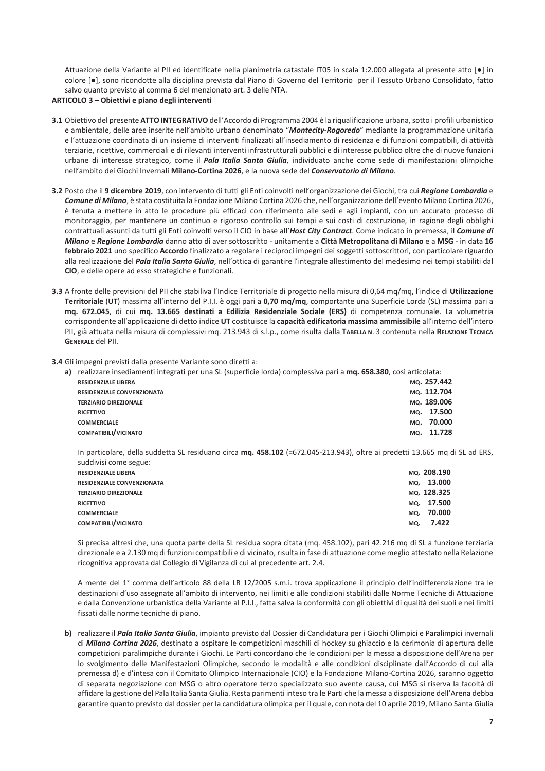Attuazione della Variante al PII ed identificate nella planimetria catastale IT05 in scala 1:2.000 allegata al presente atto [●] in colore [●], sono ricondotte alla disciplina prevista dal Piano di Governo del Territorio per il Tessuto Urbano Consolidato, fatto salvo quanto previsto al comma 6 del menzionato art. 3 delle NTA.

**ARTICOLO 3 – Obiettivi e piano degli interventi**

**3.1** Obiettivo del presente **ATTO INTEGRATIVO** dell'Accordo di Programma 2004 è la riqualificazione urbana, sotto i profili urbanistico e ambientale, delle aree inserite nell'ambito urbano denominato "***Montecity-Rogoredo***" mediante la programmazione unitaria e l'attuazione coordinata di un insieme di interventi finalizzati all'insediamento di residenza e di funzioni compatibili, di attività terziarie, ricettive, commerciali e di rilevanti interventi infrastrutturali pubblici e di interesse pubblico oltre che di nuove funzioni urbane di interesse strategico, come il ***Pala Italia Santa Giulia***, individuato anche come sede di manifestazioni olimpiche nell'ambito dei Giochi Invernali **Milano-Cortina 2026**, e la nuova sede del ***Conservatorio di Milano***.

**3.2** Posto che il **9 dicembre 2019**, con intervento di tutti gli Enti coinvolti nell'organizzazione dei Giochi, tra cui ***Regione Lombardia*** e ***Comune di Milano***, è stata costituita la Fondazione Milano Cortina 2026 che, nell'organizzazione dell'evento Milano Cortina 2026, è tenuta a mettere in atto le procedure più efficaci con riferimento alle sedi e agli impianti, con un accurato processo di monitoraggio, per mantenere un continuo e rigoroso controllo sui tempi e sui costi di costruzione, in ragione degli obblighi contrattuali assunti da tutti gli Enti coinvolti verso il CIO in base all'***Host City Contract***. Come indicato in premessa, il ***Comune di Milano*** e ***Regione Lombardia*** danno atto di aver sottoscritto - unitamente a **Città Metropolitana di Milano** e a **MSG** - in data **16 febbraio 2021** uno specifico **Accordo** finalizzato a regolare i reciproci impegni dei soggetti sottoscrittori, con particolare riguardo alla realizzazione del ***Pala Italia Santa Giulia***, nell'ottica di garantire l'integrale allestimento del medesimo nei tempi stabiliti dal **CIO**, e delle opere ad esso strategiche e funzionali.

**3.3** A fronte delle previsioni del PII che stabiliva l'Indice Territoriale di progetto nella misura di 0,64 mq/mq, l'indice di **Utilizzazione Territoriale** (**UT**) massima all'interno del P.I.I. è oggi pari a **0,70 mq/mq**, comportante una Superficie Lorda (SL) massima pari a **mq. 672.045**, di cui **mq. 13.665 destinati a Edilizia Residenziale Sociale (ERS)** di competenza comunale. La volumetria corrispondente all'applicazione di detto indice **UT** costituisce la **capacità edificatoria massima ammissibile** all'interno dell'intero PII, già attuata nella misura di complessivi mq. 213.943 di s.l.p., come risulta dalla **TABELLA N**. 3 contenuta nella **RELAZIONE TECNICA GENERALE** del PII.

**3.4** Gli impegni previsti dalla presente Variante sono diretti a:

**a)** realizzare insediamenti integrati per una SL (superficie lorda) complessiva pari a **mq. 658.380**, così articolata:

| | |
|---|---|
| **RESIDENZIALE LIBERA** | **MQ. 257.442** |
| **RESIDENZIALE CONVENZIONATA** | **MQ. 112.704** |
| **TERZIARIO DIREZIONALE** | **MQ. 189.006** |
| **RICETTIVO** | **MQ. 17.500** |
| **COMMERCIALE** | **MQ. 70.000** |
| **COMPATIBILI/VICINATO** | **MQ. 11.728** |

In particolare, della suddetta SL residuano circa **mq. 458.102** (=672.045-213.943), oltre ai predetti 13.665 mq di SL ad ERS, suddivisi come segue:

| | |
|---|---|
| **RESIDENZIALE LIBERA** | **MQ. 208.190** |
| **RESIDENZIALE CONVENZIONATA** | **MQ. 13.000** |
| **TERZIARIO DIREZIONALE** | **MQ. 128.325** |
| **RICETTIVO** | **MQ. 17.500** |
| **COMMERCIALE** | **MQ. 70.000** |
| **COMPATIBILI/VICINATO** | **MQ. 7.422** |

Si precisa altresì che, una quota parte della SL residua sopra citata (mq. 458.102), pari 42.216 mq di SL a funzione terziaria direzionale e a 2.130 mq di funzioni compatibili e di vicinato, risulta in fase di attuazione come meglio attestato nella Relazione ricognitiva approvata dal Collegio di Vigilanza di cui al precedente art. 2.4.

A mente del 1° comma dell'articolo 88 della LR 12/2005 s.m.i. trova applicazione il principio dell'indifferenziazione tra le destinazioni d'uso assegnate all'ambito di intervento, nei limiti e alle condizioni stabiliti dalle Norme Tecniche di Attuazione e dalla Convenzione urbanistica della Variante al P.I.I., fatta salva la conformità con gli obiettivi di qualità dei suoli e nei limiti fissati dalle norme tecniche di piano.

**b)** realizzare il ***Pala Italia Santa Giulia***, impianto previsto dal Dossier di Candidatura per i Giochi Olimpici e Paralimpici invernali di ***Milano Cortina 2026***, destinato a ospitare le competizioni maschili di hockey su ghiaccio e la cerimonia di apertura delle competizioni paralimpiche durante i Giochi. Le Parti concordano che le condizioni per la messa a disposizione dell'Arena per lo svolgimento delle Manifestazioni Olimpiche, secondo le modalità e alle condizioni disciplinate dall'Accordo di cui alla premessa d) e d'intesa con il Comitato Olimpico Internazionale (CIO) e la Fondazione Milano-Cortina 2026, saranno oggetto di separata negoziazione con MSG o altro operatore terzo specializzato suo avente causa, cui MSG si riserva la facoltà di affidare la gestione del Pala Italia Santa Giulia. Resta parimenti inteso tra le Parti che la messa a disposizione dell'Arena debba garantire quanto previsto dal dossier per la candidatura olimpica per il quale, con nota del 10 aprile 2019, Milano Santa Giulia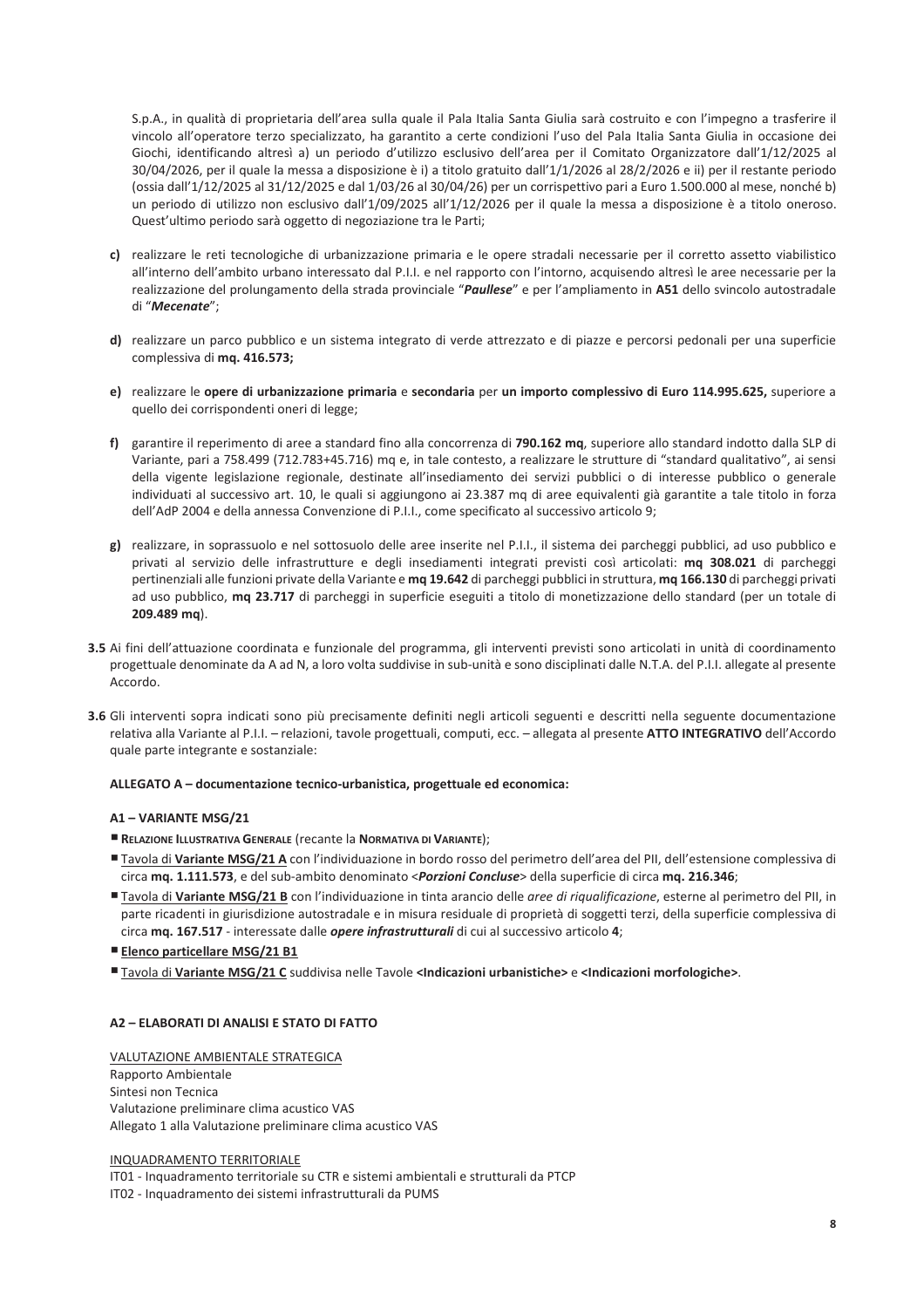S.p.A., in qualità di proprietaria dell'area sulla quale il Pala Italia Santa Giulia sarà costruito e con l'impegno a trasferire il vincolo all'operatore terzo specializzato, ha garantito a certe condizioni l'uso del Pala Italia Santa Giulia in occasione dei Giochi, identificando altresì a) un periodo d'utilizzo esclusivo dell'area per il Comitato Organizzatore dall'1/12/2025 al 30/04/2026, per il quale la messa a disposizione è i) a titolo gratuito dall'1/1/2026 al 28/2/2026 e ii) per il restante periodo (ossia dall'1/12/2025 al 31/12/2025 e dal 1/03/26 al 30/04/26) per un corrispettivo pari a Euro 1.500.000 al mese, nonché b) un periodo di utilizzo non esclusivo dall'1/09/2025 all'1/12/2026 per il quale la messa a disposizione è a titolo oneroso. Quest'ultimo periodo sarà oggetto di negoziazione tra le Parti;

**c)** realizzare le reti tecnologiche di urbanizzazione primaria e le opere stradali necessarie per il corretto assetto viabilistico all'interno dell'ambito urbano interessato dal P.I.I. e nel rapporto con l'intorno, acquisendo altresì le aree necessarie per la realizzazione del prolungamento della strada provinciale "***Paullese***" e per l'ampliamento in **A51** dello svincolo autostradale di "***Mecenate***";

**d)** realizzare un parco pubblico e un sistema integrato di verde attrezzato e di piazze e percorsi pedonali per una superficie complessiva di **mq. 416.573;**

**e)** realizzare le **opere di urbanizzazione primaria** e **secondaria** per **un importo complessivo di Euro 114.995.625,** superiore a quello dei corrispondenti oneri di legge;

**f)** garantire il reperimento di aree a standard fino alla concorrenza di **790.162 mq**, superiore allo standard indotto dalla SLP di Variante, pari a 758.499 (712.783+45.716) mq e, in tale contesto, a realizzare le strutture di "standard qualitativo", ai sensi della vigente legislazione regionale, destinate all'insediamento dei servizi pubblici o di interesse pubblico o generale individuati al successivo art. 10, le quali si aggiungono ai 23.387 mq di aree equivalenti già garantite a tale titolo in forza dell'AdP 2004 e della annessa Convenzione di P.I.I., come specificato al successivo articolo 9;

**g)** realizzare, in soprassuolo e nel sottosuolo delle aree inserite nel P.I.I., il sistema dei parcheggi pubblici, ad uso pubblico e privati al servizio delle infrastrutture e degli insediamenti integrati previsti così articolati: **mq 308.021** di parcheggi pertinenziali alle funzioni private della Variante e **mq 19.642** di parcheggi pubblici in struttura, **mq 166.130** di parcheggi privati ad uso pubblico, **mq 23.717** di parcheggi in superficie eseguiti a titolo di monetizzazione dello standard (per un totale di **209.489 mq**).

**3.5** Ai fini dell'attuazione coordinata e funzionale del programma, gli interventi previsti sono articolati in unità di coordinamento progettuale denominate da A ad N, a loro volta suddivise in sub-unità e sono disciplinati dalle N.T.A. del P.I.I. allegate al presente Accordo.

**3.6** Gli interventi sopra indicati sono più precisamente definiti negli articoli seguenti e descritti nella seguente documentazione relativa alla Variante al P.I.I. – relazioni, tavole progettuali, computi, ecc. – allegata al presente **ATTO INTEGRATIVO** dell'Accordo quale parte integrante e sostanziale:

**ALLEGATO A – documentazione tecnico-urbanistica, progettuale ed economica:**

**A1 – VARIANTE MSG/21**

- **Relazione Illustrativa Generale** (recante la **Normativa di Variante**);
- Tavola di **Variante MSG/21 A** con l'individuazione in bordo rosso del perimetro dell'area del PII, dell'estensione complessiva di circa **mq. 1.111.573**, e del sub-ambito denominato <***Porzioni Concluse***> della superficie di circa **mq. 216.346**;
- Tavola di **Variante MSG/21 B** con l'individuazione in tinta arancio delle *aree di riqualificazione*, esterne al perimetro del PII, in parte ricadenti in giurisdizione autostradale e in misura residuale di proprietà di soggetti terzi, della superficie complessiva di circa **mq. 167.517** - interessate dalle ***opere infrastrutturali*** di cui al successivo articolo **4**;
- **Elenco particellare MSG/21 B1**
- Tavola di **Variante MSG/21 C** suddivisa nelle Tavole **<Indicazioni urbanistiche>** e **<Indicazioni morfologiche>**.

**A2 – ELABORATI DI ANALISI E STATO DI FATTO**

VALUTAZIONE AMBIENTALE STRATEGICA
Rapporto Ambientale
Sintesi non Tecnica
Valutazione preliminare clima acustico VAS
Allegato 1 alla Valutazione preliminare clima acustico VAS

INQUADRAMENTO TERRITORIALE
IT01 - Inquadramento territoriale su CTR e sistemi ambientali e strutturali da PTCP
IT02 - Inquadramento dei sistemi infrastrutturali da PUMS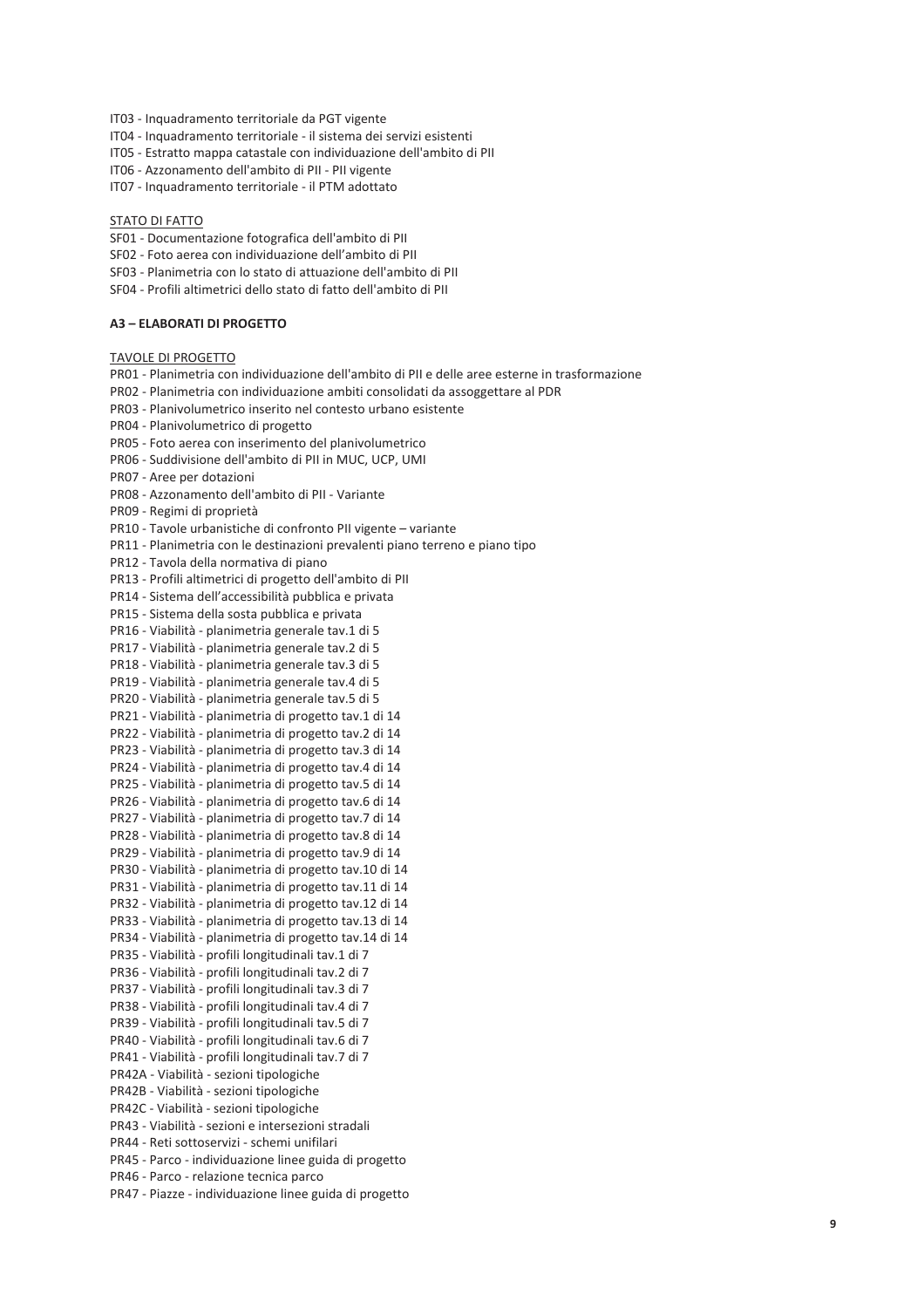IT03 - Inquadramento territoriale da PGT vigente
IT04 - Inquadramento territoriale - il sistema dei servizi esistenti
IT05 - Estratto mappa catastale con individuazione dell'ambito di PII
IT06 - Azzonamento dell'ambito di PII - PII vigente
IT07 - Inquadramento territoriale - il PTM adottato

<u>STATO DI FATTO</u>

SF01 - Documentazione fotografica dell'ambito di PII
SF02 - Foto aerea con individuazione dell'ambito di PII
SF03 - Planimetria con lo stato di attuazione dell'ambito di PII
SF04 - Profili altimetrici dello stato di fatto dell'ambito di PII

**A3 – ELABORATI DI PROGETTO**

<u>TAVOLE DI PROGETTO</u>

PR01 - Planimetria con individuazione dell'ambito di PII e delle aree esterne in trasformazione
PR02 - Planimetria con individuazione ambiti consolidati da assoggettare al PDR
PR03 - Planivolumetrico inserito nel contesto urbano esistente
PR04 - Planivolumetrico di progetto
PR05 - Foto aerea con inserimento del planivolumetrico
PR06 - Suddivisione dell'ambito di PII in MUC, UCP, UMI
PR07 - Aree per dotazioni
PR08 - Azzonamento dell'ambito di PII - Variante
PR09 - Regimi di proprietà
PR10 - Tavole urbanistiche di confronto PII vigente – variante
PR11 - Planimetria con le destinazioni prevalenti piano terreno e piano tipo
PR12 - Tavola della normativa di piano
PR13 - Profili altimetrici di progetto dell'ambito di PII
PR14 - Sistema dell'accessibilità pubblica e privata
PR15 - Sistema della sosta pubblica e privata
PR16 - Viabilità - planimetria generale tav.1 di 5
PR17 - Viabilità - planimetria generale tav.2 di 5
PR18 - Viabilità - planimetria generale tav.3 di 5
PR19 - Viabilità - planimetria generale tav.4 di 5
PR20 - Viabilità - planimetria generale tav.5 di 5
PR21 - Viabilità - planimetria di progetto tav.1 di 14
PR22 - Viabilità - planimetria di progetto tav.2 di 14
PR23 - Viabilità - planimetria di progetto tav.3 di 14
PR24 - Viabilità - planimetria di progetto tav.4 di 14
PR25 - Viabilità - planimetria di progetto tav.5 di 14
PR26 - Viabilità - planimetria di progetto tav.6 di 14
PR27 - Viabilità - planimetria di progetto tav.7 di 14
PR28 - Viabilità - planimetria di progetto tav.8 di 14
PR29 - Viabilità - planimetria di progetto tav.9 di 14
PR30 - Viabilità - planimetria di progetto tav.10 di 14
PR31 - Viabilità - planimetria di progetto tav.11 di 14
PR32 - Viabilità - planimetria di progetto tav.12 di 14
PR33 - Viabilità - planimetria di progetto tav.13 di 14
PR34 - Viabilità - planimetria di progetto tav.14 di 14
PR35 - Viabilità - profili longitudinali tav.1 di 7
PR36 - Viabilità - profili longitudinali tav.2 di 7
PR37 - Viabilità - profili longitudinali tav.3 di 7
PR38 - Viabilità - profili longitudinali tav.4 di 7
PR39 - Viabilità - profili longitudinali tav.5 di 7
PR40 - Viabilità - profili longitudinali tav.6 di 7
PR41 - Viabilità - profili longitudinali tav.7 di 7
PR42A - Viabilità - sezioni tipologiche
PR42B - Viabilità - sezioni tipologiche
PR42C - Viabilità - sezioni tipologiche
PR43 - Viabilità - sezioni e intersezioni stradali
PR44 - Reti sottoservizi - schemi unifilari
PR45 - Parco - individuazione linee guida di progetto
PR46 - Parco - relazione tecnica parco
PR47 - Piazze - individuazione linee guida di progetto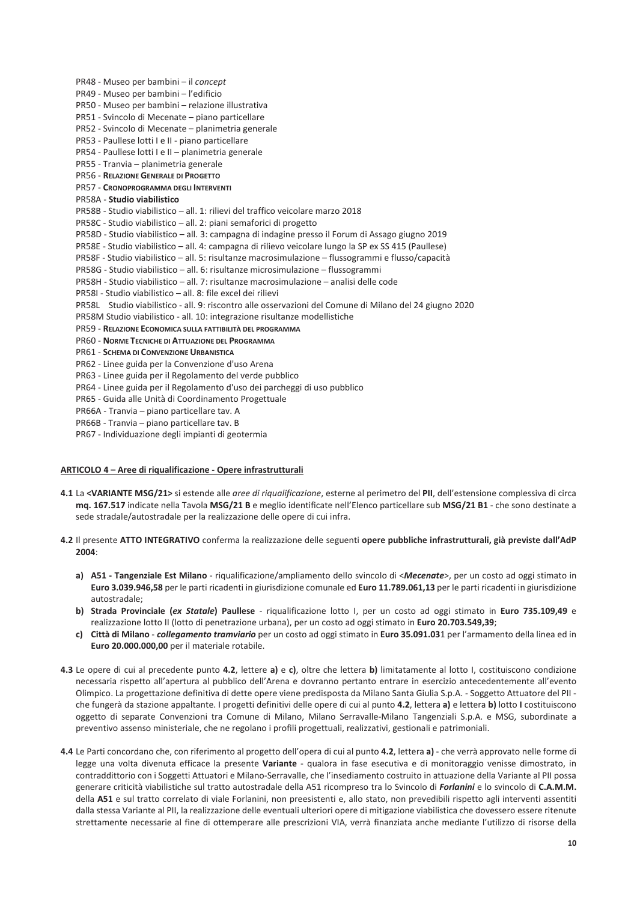PR48 - Museo per bambini – il *concept*
PR49 - Museo per bambini – l'edificio
PR50 - Museo per bambini – relazione illustrativa
PR51 - Svincolo di Mecenate – piano particellare
PR52 - Svincolo di Mecenate – planimetria generale
PR53 - Paullese lotti I e II - piano particellare
PR54 - Paullese lotti I e II – planimetria generale
PR55 - Tranvia – planimetria generale
PR56 - **RELAZIONE GENERALE DI PROGETTO**
PR57 - **CRONOPROGRAMMA DEGLI INTERVENTI**
PR58A - **Studio viabilistico**
PR58B - Studio viabilistico – all. 1: rilievi del traffico veicolare marzo 2018
PR58C - Studio viabilistico – all. 2: piani semaforici di progetto
PR58D - Studio viabilistico – all. 3: campagna di indagine presso il Forum di Assago giugno 2019
PR58E - Studio viabilistico – all. 4: campagna di rilievo veicolare lungo la SP ex SS 415 (Paullese)
PR58F - Studio viabilistico – all. 5: risultanze macrosimulazione – flussogrammi e flusso/capacità
PR58G - Studio viabilistico – all. 6: risultanze microsimulazione – flussogrammi
PR58H - Studio viabilistico – all. 7: risultanze macrosimulazione – analisi delle code
PR58I - Studio viabilistico – all. 8: file excel dei rilievi
PR58L  Studio viabilistico - all. 9: riscontro alle osservazioni del Comune di Milano del 24 giugno 2020
PR58M Studio viabilistico - all. 10: integrazione risultanze modellistiche
PR59 - **RELAZIONE ECONOMICA SULLA FATTIBILITÀ DEL PROGRAMMA**
PR60 - **NORME TECNICHE DI ATTUAZIONE DEL PROGRAMMA**
PR61 - **SCHEMA DI CONVENZIONE URBANISTICA**
PR62 - Linee guida per la Convenzione d'uso Arena
PR63 - Linee guida per il Regolamento del verde pubblico
PR64 - Linee guida per il Regolamento d'uso dei parcheggi di uso pubblico
PR65 - Guida alle Unità di Coordinamento Progettuale
PR66A - Tranvia – piano particellare tav. A
PR66B - Tranvia – piano particellare tav. B
PR67 - Individuazione degli impianti di geotermia

**ARTICOLO 4 – Aree di riqualificazione - Opere infrastrutturali**

**4.1** La **<VARIANTE MSG/21>** si estende alle *aree di riqualificazione*, esterne al perimetro del **PII**, dell'estensione complessiva di circa **mq. 167.517** indicate nella Tavola **MSG/21 B** e meglio identificate nell'Elenco particellare sub **MSG/21 B1** - che sono destinate a sede stradale/autostradale per la realizzazione delle opere di cui infra.

**4.2** Il presente **ATTO INTEGRATIVO** conferma la realizzazione delle seguenti **opere pubbliche infrastrutturali, già previste dall'AdP 2004**:

**a) A51 - Tangenziale Est Milano** - riqualificazione/ampliamento dello svincolo di <***Mecenate***>, per un costo ad oggi stimato in **Euro 3.039.946,58** per le parti ricadenti in giurisdizione comunale ed **Euro 11.789.061,13** per le parti ricadenti in giurisdizione autostradale;

**b) Strada Provinciale (*ex Statale*) Paullese** - riqualificazione lotto I, per un costo ad oggi stimato in **Euro 735.109,49** e realizzazione lotto II (lotto di penetrazione urbana), per un costo ad oggi stimato in **Euro 20.703.549,39**;

**c) Città di Milano** - ***collegamento tramviario*** per un costo ad oggi stimato in **Euro 35.091.03**1 per l'armamento della linea ed in **Euro 20.000.000,00** per il materiale rotabile.

**4.3** Le opere di cui al precedente punto **4.2**, lettere **a)** e **c)**, oltre che lettera **b)** limitatamente al lotto I, costituiscono condizione necessaria rispetto all'apertura al pubblico dell'Arena e dovranno pertanto entrare in esercizio antecedentemente all'evento Olimpico. La progettazione definitiva di dette opere viene predisposta da Milano Santa Giulia S.p.A. - Soggetto Attuatore del PII - che fungerà da stazione appaltante. I progetti definitivi delle opere di cui al punto **4.2**, lettera **a)** e lettera **b)** lotto **I** costituiscono oggetto di separate Convenzioni tra Comune di Milano, Milano Serravalle-Milano Tangenziali S.p.A. e MSG, subordinate a preventivo assenso ministeriale, che ne regolano i profili progettuali, realizzativi, gestionali e patrimoniali.

**4.4** Le Parti concordano che, con riferimento al progetto dell'opera di cui al punto **4.2**, lettera **a)** - che verrà approvato nelle forme di legge una volta divenuta efficace la presente **Variante** - qualora in fase esecutiva e di monitoraggio venisse dimostrato, in contraddittorio con i Soggetti Attuatori e Milano-Serravalle, che l'insediamento costruito in attuazione della Variante al PII possa generare criticità viabilistiche sul tratto autostradale della A51 ricompreso tra lo Svincolo di ***Forlanini*** e lo svincolo di **C.A.M.M.** della **A51** e sul tratto correlato di viale Forlanini, non preesistenti e, allo stato, non prevedibili rispetto agli interventi assentiti dalla stessa Variante al PII, la realizzazione delle eventuali ulteriori opere di mitigazione viabilistica che dovessero essere ritenute strettamente necessarie al fine di ottemperare alle prescrizioni VIA, verrà finanziata anche mediante l'utilizzo di risorse della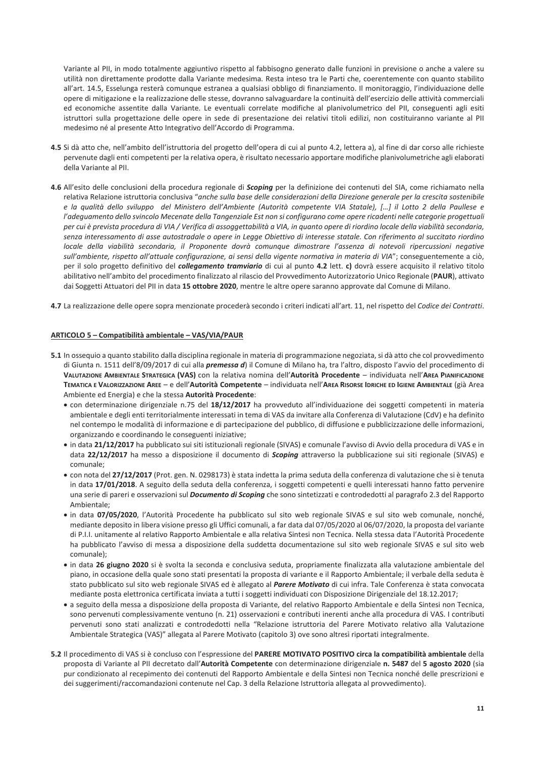Variante al PII, in modo totalmente aggiuntivo rispetto al fabbisogno generato dalle funzioni in previsione o anche a valere su utilità non direttamente prodotte dalla Variante medesima. Resta inteso tra le Parti che, coerentemente con quanto stabilito all'art. 14.5, Esselunga resterà comunque estranea a qualsiasi obbligo di finanziamento. Il monitoraggio, l'individuazione delle opere di mitigazione e la realizzazione delle stesse, dovranno salvaguardare la continuità dell'esercizio delle attività commerciali ed economiche assentite dalla Variante. Le eventuali correlate modifiche al planivolumetrico del PII, conseguenti agli esiti istruttori sulla progettazione delle opere in sede di presentazione dei relativi titoli edilizi, non costituiranno variante al PII medesimo né al presente Atto Integrativo dell'Accordo di Programma.

**4.5** Si dà atto che, nell'ambito dell'istruttoria del progetto dell'opera di cui al punto 4.2, lettera a), al fine di dar corso alle richieste pervenute dagli enti competenti per la relativa opera, è risultato necessario apportare modifiche planivolumetriche agli elaborati della Variante al PII.

**4.6** All'esito delle conclusioni della procedura regionale di ***Scoping*** per la definizione dei contenuti del SIA, come richiamato nella relativa Relazione istruttoria conclusiva "*anche sulla base delle considerazioni della Direzione generale per la crescita sostenibile e la qualità dello sviluppo del Ministero dell'Ambiente (Autorità competente VIA Statale), […] il Lotto 2 della Paullese e l'adeguamento dello svincolo Mecenate della Tangenziale Est non si configurano come opere ricadenti nelle categorie progettuali per cui è prevista procedura di VIA / Verifica di assoggettabilità a VIA, in quanto opere di riordino locale della viabilità secondaria, senza interessamento di asse autostradale o opere in Legge Obiettivo di interesse statale. Con riferimento al succitato riordino locale della viabilità secondaria, il Proponente dovrà comunque dimostrare l'assenza di notevoli ripercussioni negative sull'ambiente, rispetto all'attuale configurazione, ai sensi della vigente normativa in materia di VIA*"; conseguentemente a ciò, per il solo progetto definitivo del ***collegamento tramviario*** di cui al punto **4.2** lett. **c)** dovrà essere acquisito il relativo titolo abilitativo nell'ambito del procedimento finalizzato al rilascio del Provvedimento Autorizzatorio Unico Regionale (**PAUR**), attivato dai Soggetti Attuatori del PII in data **15 ottobre 2020**, mentre le altre opere saranno approvate dal Comune di Milano.

**4.7** La realizzazione delle opere sopra menzionate procederà secondo i criteri indicati all'art. 11, nel rispetto del *Codice dei Contratti*.

## ARTICOLO 5 – Compatibilità ambientale – VAS/VIA/PAUR

**5.1** In ossequio a quanto stabilito dalla disciplina regionale in materia di programmazione negoziata, si dà atto che col provvedimento di Giunta n. 1511 dell'8/09/2017 di cui alla ***premessa d***) il Comune di Milano ha, tra l'altro, disposto l'avvio del procedimento di **VALUTAZIONE AMBIENTALE STRATEGICA (VAS)** con la relativa nomina dell'**Autorità Procedente** – individuata nell'**AREA PIANIFICAZIONE TEMATICA E VALORIZZAZIONE AREE** – e dell'**Autorità Competente** – individuata nell'**AREA RISORSE IDRICHE ED IGIENE AMBIENTALE** (già Area Ambiente ed Energia) e che la stessa **Autorità Procedente**:

- con determinazione dirigenziale n.75 del **18/12/2017** ha provveduto all'individuazione dei soggetti competenti in materia ambientale e degli enti territorialmente interessati in tema di VAS da invitare alla Conferenza di Valutazione (CdV) e ha definito nel contempo le modalità di informazione e di partecipazione del pubblico, di diffusione e pubblicizzazione delle informazioni, organizzando e coordinando le conseguenti iniziative;
- in data **21/12/2017** ha pubblicato sui siti istituzionali regionale (SIVAS) e comunale l'avviso di Avvio della procedura di VAS e in data **22/12/2017** ha messo a disposizione il documento di ***Scoping*** attraverso la pubblicazione sui siti regionale (SIVAS) e comunale;
- con nota del **27/12/2017** (Prot. gen. N. 0298173) è stata indetta la prima seduta della conferenza di valutazione che si è tenuta in data **17/01/2018**. A seguito della seduta della conferenza, i soggetti competenti e quelli interessati hanno fatto pervenire una serie di pareri e osservazioni sul ***Documento di Scoping*** che sono sintetizzati e controdedotti al paragrafo 2.3 del Rapporto Ambientale;
- in data **07/05/2020**, l'Autorità Procedente ha pubblicato sul sito web regionale SIVAS e sul sito web comunale, nonché, mediante deposito in libera visione presso gli Uffici comunali, a far data dal 07/05/2020 al 06/07/2020, la proposta del variante di P.I.I. unitamente al relativo Rapporto Ambientale e alla relativa Sintesi non Tecnica. Nella stessa data l'Autorità Procedente ha pubblicato l'avviso di messa a disposizione della suddetta documentazione sul sito web regionale SIVAS e sul sito web comunale);
- in data **26 giugno 2020** si è svolta la seconda e conclusiva seduta, propriamente finalizzata alla valutazione ambientale del piano, in occasione della quale sono stati presentati la proposta di variante e il Rapporto Ambientale; il verbale della seduta è stato pubblicato sul sito web regionale SIVAS ed è allegato al ***Parere Motivato*** di cui infra. Tale Conferenza è stata convocata mediante posta elettronica certificata inviata a tutti i soggetti individuati con Disposizione Dirigenziale del 18.12.2017;
- a seguito della messa a disposizione della proposta di Variante, del relativo Rapporto Ambientale e della Sintesi non Tecnica, sono pervenuti complessivamente ventuno (n. 21) osservazioni e contributi inerenti anche alla procedura di VAS. I contributi pervenuti sono stati analizzati e controdedotti nella "Relazione istruttoria del Parere Motivato relativo alla Valutazione Ambientale Strategica (VAS)" allegata al Parere Motivato (capitolo 3) ove sono altresì riportati integralmente.

**5.2** Il procedimento di VAS si è concluso con l'espressione del **PARERE MOTIVATO POSITIVO circa la compatibilità ambientale** della proposta di Variante al PII decretato dall'**Autorità Competente** con determinazione dirigenziale **n. 5487** del **5 agosto 2020** (sia pur condizionato al recepimento dei contenuti del Rapporto Ambientale e della Sintesi non Tecnica nonché delle prescrizioni e dei suggerimenti/raccomandazioni contenute nel Cap. 3 della Relazione Istruttoria allegata al provvedimento).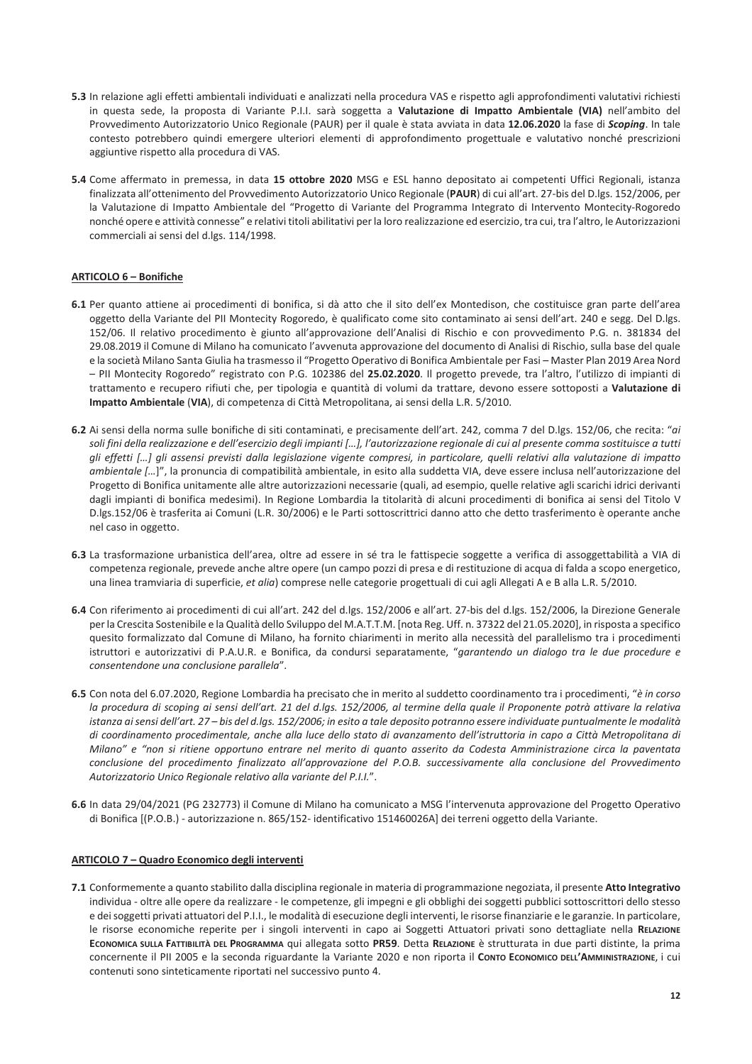**5.3** In relazione agli effetti ambientali individuati e analizzati nella procedura VAS e rispetto agli approfondimenti valutativi richiesti in questa sede, la proposta di Variante P.I.I. sarà soggetta a **Valutazione di Impatto Ambientale (VIA)** nell'ambito del Provvedimento Autorizzatorio Unico Regionale (PAUR) per il quale è stata avviata in data **12.06.2020** la fase di ***Scoping***. In tale contesto potrebbero quindi emergere ulteriori elementi di approfondimento progettuale e valutativo nonché prescrizioni aggiuntive rispetto alla procedura di VAS.

**5.4** Come affermato in premessa, in data **15 ottobre 2020** MSG e ESL hanno depositato ai competenti Uffici Regionali, istanza finalizzata all'ottenimento del Provvedimento Autorizzatorio Unico Regionale (**PAUR**) di cui all'art. 27-bis del D.lgs. 152/2006, per la Valutazione di Impatto Ambientale del "Progetto di Variante del Programma Integrato di Intervento Montecity-Rogoredo nonché opere e attività connesse" e relativi titoli abilitativi per la loro realizzazione ed esercizio, tra cui, tra l'altro, le Autorizzazioni commerciali ai sensi del d.lgs. 114/1998.

**ARTICOLO 6 – Bonifiche**

**6.1** Per quanto attiene ai procedimenti di bonifica, si dà atto che il sito dell'ex Montedison, che costituisce gran parte dell'area oggetto della Variante del PII Montecity Rogoredo, è qualificato come sito contaminato ai sensi dell'art. 240 e segg. Del D.lgs. 152/06. Il relativo procedimento è giunto all'approvazione dell'Analisi di Rischio e con provvedimento P.G. n. 381834 del 29.08.2019 il Comune di Milano ha comunicato l'avvenuta approvazione del documento di Analisi di Rischio, sulla base del quale e la società Milano Santa Giulia ha trasmesso il "Progetto Operativo di Bonifica Ambientale per Fasi – Master Plan 2019 Area Nord – PII Montecity Rogoredo" registrato con P.G. 102386 del **25.02.2020**. Il progetto prevede, tra l'altro, l'utilizzo di impianti di trattamento e recupero rifiuti che, per tipologia e quantità di volumi da trattare, devono essere sottoposti a **Valutazione di Impatto Ambientale** (**VIA**), di competenza di Città Metropolitana, ai sensi della L.R. 5/2010.

**6.2** Ai sensi della norma sulle bonifiche di siti contaminati, e precisamente dell'art. 242, comma 7 del D.lgs. 152/06, che recita: "*ai soli fini della realizzazione e dell'esercizio degli impianti […], l'autorizzazione regionale di cui al presente comma sostituisce a tutti gli effetti […] gli assensi previsti dalla legislazione vigente compresi, in particolare, quelli relativi alla valutazione di impatto ambientale […]*", la pronuncia di compatibilità ambientale, in esito alla suddetta VIA, deve essere inclusa nell'autorizzazione del Progetto di Bonifica unitamente alle altre autorizzazioni necessarie (quali, ad esempio, quelle relative agli scarichi idrici derivanti dagli impianti di bonifica medesimi). In Regione Lombardia la titolarità di alcuni procedimenti di bonifica ai sensi del Titolo V D.lgs.152/06 è trasferita ai Comuni (L.R. 30/2006) e le Parti sottoscrittrici danno atto che detto trasferimento è operante anche nel caso in oggetto.

**6.3** La trasformazione urbanistica dell'area, oltre ad essere in sé tra le fattispecie soggette a verifica di assoggettabilità a VIA di competenza regionale, prevede anche altre opere (un campo pozzi di presa e di restituzione di acqua di falda a scopo energetico, una linea tramviaria di superficie, *et alia*) comprese nelle categorie progettuali di cui agli Allegati A e B alla L.R. 5/2010.

**6.4** Con riferimento ai procedimenti di cui all'art. 242 del d.lgs. 152/2006 e all'art. 27-bis del d.lgs. 152/2006, la Direzione Generale per la Crescita Sostenibile e la Qualità dello Sviluppo del M.A.T.T.M. [nota Reg. Uff. n. 37322 del 21.05.2020], in risposta a specifico quesito formalizzato dal Comune di Milano, ha fornito chiarimenti in merito alla necessità del parallelismo tra i procedimenti istruttori e autorizzativi di P.A.U.R. e Bonifica, da condursi separatamente, "*garantendo un dialogo tra le due procedure e consentendone una conclusione parallela*".

**6.5** Con nota del 6.07.2020, Regione Lombardia ha precisato che in merito al suddetto coordinamento tra i procedimenti, "*è in corso la procedura di scoping ai sensi dell'art. 21 del d.lgs. 152/2006, al termine della quale il Proponente potrà attivare la relativa istanza ai sensi dell'art. 27 – bis del d.lgs. 152/2006; in esito a tale deposito potranno essere individuate puntualmente le modalità di coordinamento procedimentale, anche alla luce dello stato di avanzamento dell'istruttoria in capo a Città Metropolitana di Milano" e "non si ritiene opportuno entrare nel merito di quanto asserito da Codesta Amministrazione circa la paventata conclusione del procedimento finalizzato all'approvazione del P.O.B. successivamente alla conclusione del Provvedimento Autorizzatorio Unico Regionale relativo alla variante del P.I.I.*".

**6.6** In data 29/04/2021 (PG 232773) il Comune di Milano ha comunicato a MSG l'intervenuta approvazione del Progetto Operativo di Bonifica [(P.O.B.) - autorizzazione n. 865/152- identificativo 151460026A] dei terreni oggetto della Variante.

**ARTICOLO 7 – Quadro Economico degli interventi**

**7.1** Conformemente a quanto stabilito dalla disciplina regionale in materia di programmazione negoziata, il presente **Atto Integrativo** individua - oltre alle opere da realizzare - le competenze, gli impegni e gli obblighi dei soggetti pubblici sottoscrittori dello stesso e dei soggetti privati attuatori del P.I.I., le modalità di esecuzione degli interventi, le risorse finanziarie e le garanzie. In particolare, le risorse economiche reperite per i singoli interventi in capo ai Soggetti Attuatori privati sono dettagliate nella **RELAZIONE ECONOMICA SULLA FATTIBILITÀ DEL PROGRAMMA** qui allegata sotto **PR59**. Detta **RELAZIONE** è strutturata in due parti distinte, la prima concernente il PII 2005 e la seconda riguardante la Variante 2020 e non riporta il **CONTO ECONOMICO DELL'AMMINISTRAZIONE**, i cui contenuti sono sinteticamente riportati nel successivo punto 4.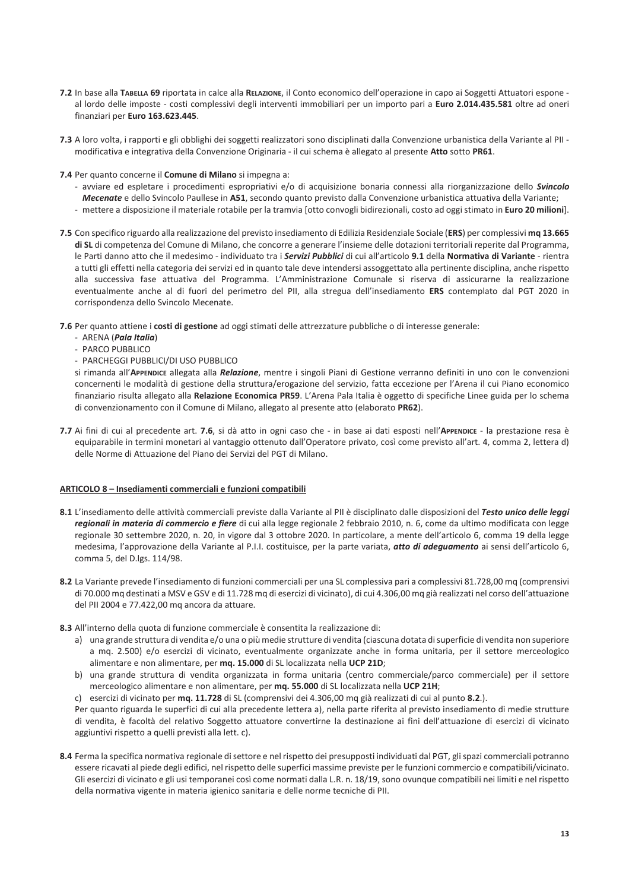**7.2** In base alla **TABELLA 69** riportata in calce alla **RELAZIONE**, il Conto economico dell'operazione in capo ai Soggetti Attuatori espone - al lordo delle imposte - costi complessivi degli interventi immobiliari per un importo pari a **Euro 2.014.435.581** oltre ad oneri finanziari per **Euro 163.623.445**.

**7.3** A loro volta, i rapporti e gli obblighi dei soggetti realizzatori sono disciplinati dalla Convenzione urbanistica della Variante al PII - modificativa e integrativa della Convenzione Originaria - il cui schema è allegato al presente **Atto** sotto **PR61**.

**7.4** Per quanto concerne il **Comune di Milano** si impegna a:

- avviare ed espletare i procedimenti espropriativi e/o di acquisizione bonaria connessi alla riorganizzazione dello ***Svincolo Mecenate*** e dello Svincolo Paullese in **A51**, secondo quanto previsto dalla Convenzione urbanistica attuativa della Variante;
- mettere a disposizione il materiale rotabile per la tramvia [otto convogli bidirezionali, costo ad oggi stimato in **Euro 20 milioni**].

**7.5** Con specifico riguardo alla realizzazione del previsto insediamento di Edilizia Residenziale Sociale (**ERS**) per complessivi **mq 13.665 di SL** di competenza del Comune di Milano, che concorre a generare l'insieme delle dotazioni territoriali reperite dal Programma, le Parti danno atto che il medesimo - individuato tra i ***Servizi Pubblici*** di cui all'articolo **9.1** della **Normativa di Variante** - rientra a tutti gli effetti nella categoria dei servizi ed in quanto tale deve intendersi assoggettato alla pertinente disciplina, anche rispetto alla successiva fase attuativa del Programma. L'Amministrazione Comunale si riserva di assicurarne la realizzazione eventualmente anche al di fuori del perimetro del PII, alla stregua dell'insediamento **ERS** contemplato dal PGT 2020 in corrispondenza dello Svincolo Mecenate.

**7.6** Per quanto attiene i **costi di gestione** ad oggi stimati delle attrezzature pubbliche o di interesse generale:

- ARENA (***Pala Italia***)
- PARCO PUBBLICO
- PARCHEGGI PUBBLICI/DI USO PUBBLICO

si rimanda all'**APPENDICE** allegata alla ***Relazione***, mentre i singoli Piani di Gestione verranno definiti in uno con le convenzioni concernenti le modalità di gestione della struttura/erogazione del servizio, fatta eccezione per l'Arena il cui Piano economico finanziario risulta allegato alla **Relazione Economica PR59**. L'Arena Pala Italia è oggetto di specifiche Linee guida per lo schema di convenzionamento con il Comune di Milano, allegato al presente atto (elaborato **PR62**).

**7.7** Ai fini di cui al precedente art. **7.6**, si dà atto in ogni caso che - in base ai dati esposti nell'**APPENDICE** - la prestazione resa è equiparabile in termini monetari al vantaggio ottenuto dall'Operatore privato, così come previsto all'art. 4, comma 2, lettera d) delle Norme di Attuazione del Piano dei Servizi del PGT di Milano.

## ARTICOLO 8 – Insediamenti commerciali e funzioni compatibili

**8.1** L'insediamento delle attività commerciali previste dalla Variante al PII è disciplinato dalle disposizioni del ***Testo unico delle leggi regionali in materia di commercio e fiere*** di cui alla legge regionale 2 febbraio 2010, n. 6, come da ultimo modificata con legge regionale 30 settembre 2020, n. 20, in vigore dal 3 ottobre 2020. In particolare, a mente dell'articolo 6, comma 19 della legge medesima, l'approvazione della Variante al P.I.I. costituisce, per la parte variata, ***atto di adeguamento*** ai sensi dell'articolo 6, comma 5, del D.lgs. 114/98.

**8.2** La Variante prevede l'insediamento di funzioni commerciali per una SL complessiva pari a complessivi 81.728,00 mq (comprensivi di 70.000 mq destinati a MSV e GSV e di 11.728 mq di esercizi di vicinato), di cui 4.306,00 mq già realizzati nel corso dell'attuazione del PII 2004 e 77.422,00 mq ancora da attuare.

**8.3** All'interno della quota di funzione commerciale è consentita la realizzazione di:

a) una grande struttura di vendita e/o una o più medie strutture di vendita (ciascuna dotata di superficie di vendita non superiore a mq. 2.500) e/o esercizi di vicinato, eventualmente organizzate anche in forma unitaria, per il settore merceologico alimentare e non alimentare, per **mq. 15.000** di SL localizzata nella **UCP 21D**;

b) una grande struttura di vendita organizzata in forma unitaria (centro commerciale/parco commerciale) per il settore merceologico alimentare e non alimentare, per **mq. 55.000** di SL localizzata nella **UCP 21H**;

c) esercizi di vicinato per **mq. 11.728** di SL (comprensivi dei 4.306,00 mq già realizzati di cui al punto **8.2**.).

Per quanto riguarda le superfici di cui alla precedente lettera a), nella parte riferita al previsto insediamento di medie strutture di vendita, è facoltà del relativo Soggetto attuatore convertirne la destinazione ai fini dell'attuazione di esercizi di vicinato aggiuntivi rispetto a quelli previsti alla lett. c).

**8.4** Ferma la specifica normativa regionale di settore e nel rispetto dei presupposti individuati dal PGT, gli spazi commerciali potranno essere ricavati al piede degli edifici, nel rispetto delle superfici massime previste per le funzioni commercio e compatibili/vicinato. Gli esercizi di vicinato e gli usi temporanei così come normati dalla L.R. n. 18/19, sono ovunque compatibili nei limiti e nel rispetto della normativa vigente in materia igienico sanitaria e delle norme tecniche di PII.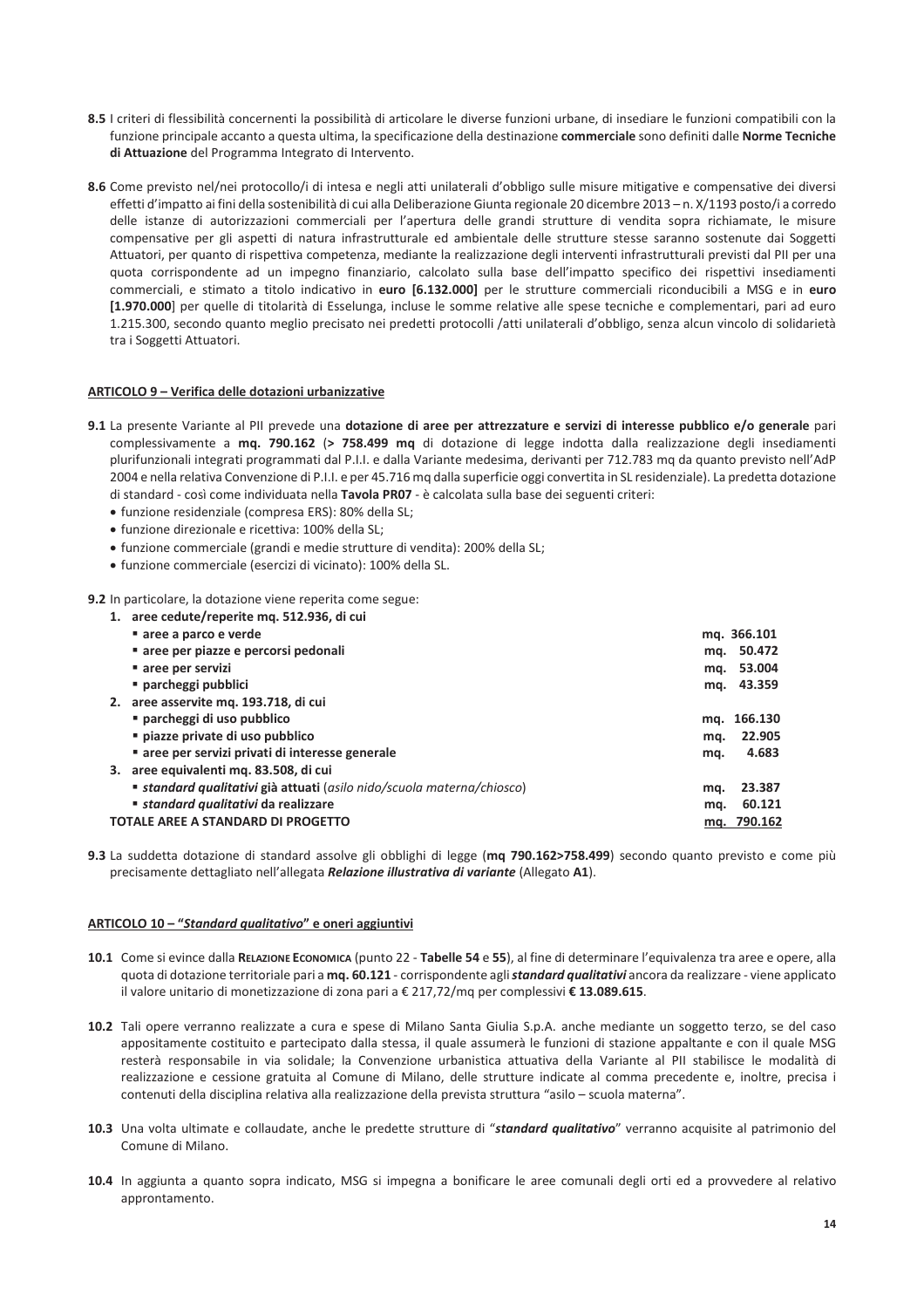**8.5** I criteri di flessibilità concernenti la possibilità di articolare le diverse funzioni urbane, di insediare le funzioni compatibili con la funzione principale accanto a questa ultima, la specificazione della destinazione **commerciale** sono definiti dalle **Norme Tecniche di Attuazione** del Programma Integrato di Intervento.

**8.6** Come previsto nel/nei protocollo/i di intesa e negli atti unilaterali d'obbligo sulle misure mitigative e compensative dei diversi effetti d'impatto ai fini della sostenibilità di cui alla Deliberazione Giunta regionale 20 dicembre 2013 – n. X/1193 posto/i a corredo delle istanze di autorizzazioni commerciali per l'apertura delle grandi strutture di vendita sopra richiamate, le misure compensative per gli aspetti di natura infrastrutturale ed ambientale delle strutture stesse saranno sostenute dai Soggetti Attuatori, per quanto di rispettiva competenza, mediante la realizzazione degli interventi infrastrutturali previsti dal PII per una quota corrispondente ad un impegno finanziario, calcolato sulla base dell'impatto specifico dei rispettivi insediamenti commerciali, e stimato a titolo indicativo in **euro [6.132.000]** per le strutture commerciali riconducibili a MSG e in **euro [1.970.000**] per quelle di titolarità di Esselunga, incluse le somme relative alle spese tecniche e complementari, pari ad euro 1.215.300, secondo quanto meglio precisato nei predetti protocolli /atti unilaterali d'obbligo, senza alcun vincolo di solidarietà tra i Soggetti Attuatori.

## ARTICOLO 9 – Verifica delle dotazioni urbanizzative

**9.1** La presente Variante al PII prevede una **dotazione di aree per attrezzature e servizi di interesse pubblico e/o generale** pari complessivamente a **mq. 790.162** (**> 758.499 mq** di dotazione di legge indotta dalla realizzazione degli insediamenti plurifunzionali integrati programmati dal P.I.I. e dalla Variante medesima, derivanti per 712.783 mq da quanto previsto nell'AdP 2004 e nella relativa Convenzione di P.I.I. e per 45.716 mq dalla superficie oggi convertita in SL residenziale). La predetta dotazione di standard - così come individuata nella **Tavola PR07** - è calcolata sulla base dei seguenti criteri:

- funzione residenziale (compresa ERS): 80% della SL;
- funzione direzionale e ricettiva: 100% della SL;
- funzione commerciale (grandi e medie strutture di vendita): 200% della SL;
- funzione commerciale (esercizi di vicinato): 100% della SL.

**9.2** In particolare, la dotazione viene reperita come segue:

| | |
|---|---|
| **1. aree cedute/reperite mq. 512.936, di cui** | |
| ▪ **aree a parco e verde** | **mq. 366.101** |
| ▪ **aree per piazze e percorsi pedonali** | **mq. 50.472** |
| ▪ **aree per servizi** | **mq. 53.004** |
| ▪ **parcheggi pubblici** | **mq. 43.359** |
| **2. aree asservite mq. 193.718, di cui** | |
| ▪ **parcheggi di uso pubblico** | **mq. 166.130** |
| ▪ **piazze private di uso pubblico** | **mq. 22.905** |
| ▪ **aree per servizi privati di interesse generale** | **mq. 4.683** |
| **3. aree equivalenti mq. 83.508, di cui** | |
| ▪ ***standard qualitativi* già attuati** (*asilo nido/scuola materna/chiosco*) | **mq. 23.387** |
| ▪ ***standard qualitativi* da realizzare** | **mq. 60.121** |
| **TOTALE AREE A STANDARD DI PROGETTO** | **mq. 790.162** |

**9.3** La suddetta dotazione di standard assolve gli obblighi di legge (**mq 790.162>758.499**) secondo quanto previsto e come più precisamente dettagliato nell'allegata ***Relazione illustrativa di variante*** (Allegato **A1**).

## ARTICOLO 10 – "*Standard qualitativo*" e oneri aggiuntivi

**10.1** Come si evince dalla **RELAZIONE ECONOMICA** (punto 22 - **Tabelle 54** e **55**), al fine di determinare l'equivalenza tra aree e opere, alla quota di dotazione territoriale pari a **mq. 60.121** - corrispondente agli ***standard qualitativi*** ancora da realizzare - viene applicato il valore unitario di monetizzazione di zona pari a € 217,72/mq per complessivi **€ 13.089.615**.

**10.2** Tali opere verranno realizzate a cura e spese di Milano Santa Giulia S.p.A. anche mediante un soggetto terzo, se del caso appositamente costituito e partecipato dalla stessa, il quale assumerà le funzioni di stazione appaltante e con il quale MSG resterà responsabile in via solidale; la Convenzione urbanistica attuativa della Variante al PII stabilisce le modalità di realizzazione e cessione gratuita al Comune di Milano, delle strutture indicate al comma precedente e, inoltre, precisa i contenuti della disciplina relativa alla realizzazione della prevista struttura "asilo – scuola materna".

**10.3** Una volta ultimate e collaudate, anche le predette strutture di "***standard qualitativo***" verranno acquisite al patrimonio del Comune di Milano.

**10.4** In aggiunta a quanto sopra indicato, MSG si impegna a bonificare le aree comunali degli orti ed a provvedere al relativo approntamento.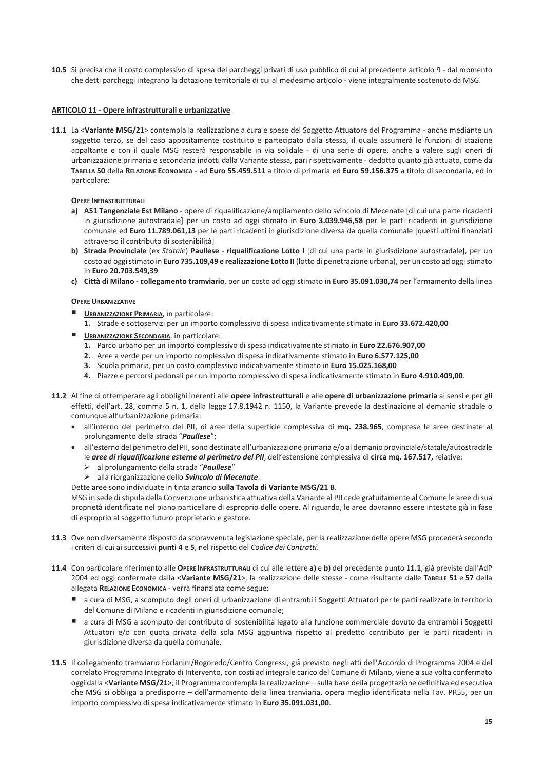**10.5** Si precisa che il costo complessivo di spesa dei parcheggi privati di uso pubblico di cui al precedente articolo 9 - dal momento che detti parcheggi integrano la dotazione territoriale di cui al medesimo articolo - viene integralmente sostenuto da MSG.

**ARTICOLO 11 - Opere infrastrutturali e urbanizzative**

**11.1** La <**Variante MSG/21**> contempla la realizzazione a cura e spese del Soggetto Attuatore del Programma - anche mediante un soggetto terzo, se del caso appositamente costituito e partecipato dalla stessa, il quale assumerà le funzioni di stazione appaltante e con il quale MSG resterà responsabile in via solidale - di una serie di opere, anche a valere sugli oneri di urbanizzazione primaria e secondaria indotti dalla Variante stessa, pari rispettivamente - dedotto quanto già attuato, come da **TABELLA 50** della **RELAZIONE ECONOMICA** - ad **Euro 55.459.511** a titolo di primaria ed **Euro 59.156.375** a titolo di secondaria, ed in particolare:

**OPERE INFRASTRUTTURALI**

- **a) A51 Tangenziale Est Milano** - opere di riqualificazione/ampliamento dello svincolo di Mecenate [di cui una parte ricadenti in giurisdizione autostradale] per un costo ad oggi stimato in **Euro 3.039.946,58** per le parti ricadenti in giurisdizione comunale ed **Euro 11.789.061,13** per le parti ricadenti in giurisdizione diversa da quella comunale [questi ultimi finanziati attraverso il contributo di sostenibilità]
- **b) Strada Provinciale** (ex *Statale*) **Paullese** - **riqualificazione Lotto I** [di cui una parte in giurisdizione autostradale], per un costo ad oggi stimato in **Euro 735.109,49** e **realizzazione Lotto II** (lotto di penetrazione urbana), per un costo ad oggi stimato in **Euro 20.703.549,39**
- **c) Città di Milano - collegamento tramviario**, per un costo ad oggi stimato in **Euro 35.091.030,74** per l'armamento della linea

**OPERE URBANIZZATIVE**

- **URBANIZZAZIONE PRIMARIA**, in particolare:
  1. Strade e sottoservizi per un importo complessivo di spesa indicativamente stimato in **Euro 33.672.420,00**
- **URBANIZZAZIONE SECONDARIA**, in particolare:
  1. Parco urbano per un importo complessivo di spesa indicativamente stimato in **Euro 22.676.907,00**
  2. Aree a verde per un importo complessivo di spesa indicativamente stimato in **Euro 6.577.125,00**
  3. Scuola primaria, per un costo complessivo indicativamente stimato in **Euro 15.025.168,00**
  4. Piazze e percorsi pedonali per un importo complessivo di spesa indicativamente stimato in **Euro 4.910.409,00**.

**11.2** Al fine di ottemperare agli obblighi inerenti alle **opere infrastrutturali** e alle **opere di urbanizzazione primaria** ai sensi e per gli effetti, dell'art. 28, comma 5 n. 1, della legge 17.8.1942 n. 1150, la Variante prevede la destinazione al demanio stradale o comunque all'urbanizzazione primaria:

- all'interno del perimetro del PII, di aree della superficie complessiva di **mq. 238.965**, comprese le aree destinate al prolungamento della strada "***Paullese***";
- all'esterno del perimetro del PII, sono destinate all'urbanizzazione primaria e/o al demanio provinciale/statale/autostradale le ***aree di riqualificazione esterne al perimetro del PII***, dell'estensione complessiva di **circa mq. 167.517,** relative:
  - al prolungamento della strada "***Paullese***"
  - alla riorganizzazione dello ***Svincolo di Mecenate***.

Dette aree sono individuate in tinta arancio **sulla Tavola di Variante MSG/21 B**.

MSG in sede di stipula della Convenzione urbanistica attuativa della Variante al PII cede gratuitamente al Comune le aree di sua proprietà identificate nel piano particellare di esproprio delle opere. Al riguardo, le aree dovranno essere intestate già in fase di esproprio al soggetto futuro proprietario e gestore.

**11.3** Ove non diversamente disposto da sopravvenuta legislazione speciale, per la realizzazione delle opere MSG procederà secondo i criteri di cui ai successivi **punti 4** e **5**, nel rispetto del *Codice dei Contratti*.

**11.4** Con particolare riferimento alle **OPERE INFRASTRUTTURALI** di cui alle lettere **a)** e **b)** del precedente punto **11.1**, già previste dall'AdP 2004 ed oggi confermate dalla <**Variante MSG/21**>, la realizzazione delle stesse - come risultante dalle **TABELLE 51** e **57** della allegata **RELAZIONE ECONOMICA** - verrà finanziata come segue:

- a cura di MSG, a scomputo degli oneri di urbanizzazione di entrambi i Soggetti Attuatori per le parti realizzate in territorio del Comune di Milano e ricadenti in giurisdizione comunale;
- a cura di MSG a scomputo del contributo di sostenibilità legato alla funzione commerciale dovuto da entrambi i Soggetti Attuatori e/o con quota privata della sola MSG aggiuntiva rispetto al predetto contributo per le parti ricadenti in giurisdizione diversa da quella comunale.

**11.5** Il collegamento tramviario Forlanini/Rogoredo/Centro Congressi, già previsto negli atti dell'Accordo di Programma 2004 e del correlato Programma Integrato di Intervento, con costi ad integrale carico del Comune di Milano, viene a sua volta confermato oggi dalla <**Variante MSG/21**>; il Programma contempla la realizzazione – sulla base della progettazione definitiva ed esecutiva che MSG si obbliga a predisporre – dell'armamento della linea tranviaria, opera meglio identificata nella Tav. PR55, per un importo complessivo di spesa indicativamente stimato in **Euro 35.091.031,00**.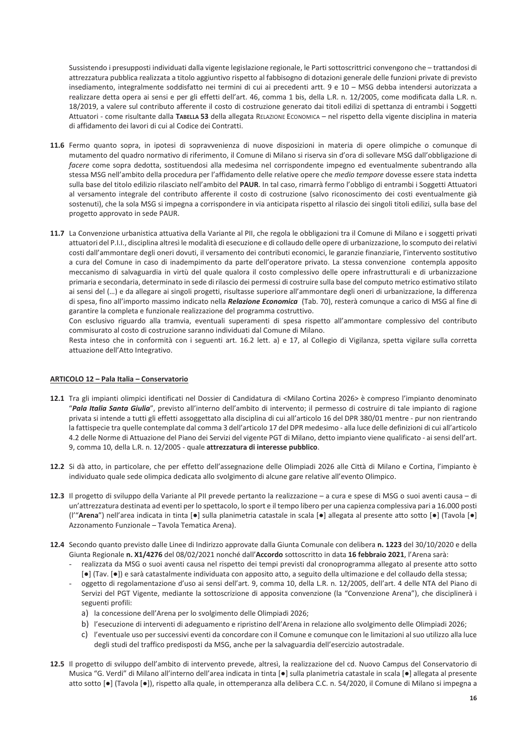Sussistendo i presupposti individuati dalla vigente legislazione regionale, le Parti sottoscrittrici convengono che – trattandosi di attrezzatura pubblica realizzata a titolo aggiuntivo rispetto al fabbisogno di dotazioni generale delle funzioni private di previsto insediamento, integralmente soddisfatto nei termini di cui ai precedenti artt. 9 e 10 – MSG debba intendersi autorizzata a realizzare detta opera ai sensi e per gli effetti dell'art. 46, comma 1 bis, della L.R. n. 12/2005, come modificata dalla L.R. n. 18/2019, a valere sul contributo afferente il costo di costruzione generato dai titoli edilizi di spettanza di entrambi i Soggetti Attuatori - come risultante dalla **TABELLA 53** della allegata RELAZIONE ECONOMICA – nel rispetto della vigente disciplina in materia di affidamento dei lavori di cui al Codice dei Contratti.

**11.6** Fermo quanto sopra, in ipotesi di sopravvenienza di nuove disposizioni in materia di opere olimpiche o comunque di mutamento del quadro normativo di riferimento, il Comune di Milano si riserva sin d'ora di sollevare MSG dall'obbligazione di *facere* come sopra dedotta, sostituendosi alla medesima nel corrispondente impegno ed eventualmente subentrando alla stessa MSG nell'ambito della procedura per l'affidamento delle relative opere che *medio tempore* dovesse essere stata indetta sulla base del titolo edilizio rilasciato nell'ambito del **PAUR**. In tal caso, rimarrà fermo l'obbligo di entrambi i Soggetti Attuatori al versamento integrale del contributo afferente il costo di costruzione (salvo riconoscimento dei costi eventualmente già sostenuti), che la sola MSG si impegna a corrispondere in via anticipata rispetto al rilascio dei singoli titoli edilizi, sulla base del progetto approvato in sede PAUR.

**11.7** La Convenzione urbanistica attuativa della Variante al PII, che regola le obbligazioni tra il Comune di Milano e i soggetti privati attuatori del P.I.I., disciplina altresì le modalità di esecuzione e di collaudo delle opere di urbanizzazione, lo scomputo dei relativi costi dall'ammontare degli oneri dovuti, il versamento dei contributi economici, le garanzie finanziarie, l'intervento sostitutivo a cura del Comune in caso di inadempimento da parte dell'operatore privato. La stessa convenzione contempla apposito meccanismo di salvaguardia in virtù del quale qualora il costo complessivo delle opere infrastrutturali e di urbanizzazione primaria e secondaria, determinato in sede di rilascio dei permessi di costruire sulla base del computo metrico estimativo stilato ai sensi del (…) e da allegare ai singoli progetti, risultasse superiore all'ammontare degli oneri di urbanizzazione, la differenza di spesa, fino all'importo massimo indicato nella ***Relazione Economica*** (Tab. 70), resterà comunque a carico di MSG al fine di garantire la completa e funzionale realizzazione del programma costruttivo.

Con esclusivo riguardo alla tramvia, eventuali superamenti di spesa rispetto all'ammontare complessivo del contributo commisurato al costo di costruzione saranno individuati dal Comune di Milano.

Resta inteso che in conformità con i seguenti art. 16.2 lett. a) e 17, al Collegio di Vigilanza, spetta vigilare sulla corretta attuazione dell'Atto Integrativo.

## ARTICOLO 12 – Pala Italia – Conservatorio

**12.1** Tra gli impianti olimpici identificati nel Dossier di Candidatura di <Milano Cortina 2026> è compreso l'impianto denominato "***Pala Italia Santa Giulia***", previsto all'interno dell'ambito di intervento; il permesso di costruire di tale impianto di ragione privata si intende a tutti gli effetti assoggettato alla disciplina di cui all'articolo 16 del DPR 380/01 mentre - pur non rientrando la fattispecie tra quelle contemplate dal comma 3 dell'articolo 17 del DPR medesimo - alla luce delle definizioni di cui all'articolo 4.2 delle Norme di Attuazione del Piano dei Servizi del vigente PGT di Milano, detto impianto viene qualificato - ai sensi dell'art. 9, comma 10, della L.R. n. 12/2005 - quale **attrezzatura di interesse pubblico**.

**12.2** Si dà atto, in particolare, che per effetto dell'assegnazione delle Olimpiadi 2026 alle Città di Milano e Cortina, l'impianto è individuato quale sede olimpica dedicata allo svolgimento di alcune gare relative all'evento Olimpico.

**12.3** Il progetto di sviluppo della Variante al PII prevede pertanto la realizzazione – a cura e spese di MSG o suoi aventi causa – di un'attrezzatura destinata ad eventi per lo spettacolo, lo sport e il tempo libero per una capienza complessiva pari a 16.000 posti (l'"**Arena**") nell'area indicata in tinta [●] sulla planimetria catastale in scala [●] allegata al presente atto sotto [●] (Tavola [●] Azzonamento Funzionale – Tavola Tematica Arena).

**12.4** Secondo quanto previsto dalle Linee di Indirizzo approvate dalla Giunta Comunale con delibera **n. 1223** del 30/10/2020 e della Giunta Regionale **n. XI/4276** del 08/02/2021 nonché dall'**Accordo** sottoscritto in data **16 febbraio 2021**, l'Arena sarà:

- realizzata da MSG o suoi aventi causa nel rispetto dei tempi previsti dal cronoprogramma allegato al presente atto sotto [●] (Tav. [●]) e sarà catastalmente individuata con apposito atto, a seguito della ultimazione e del collaudo della stessa;
- oggetto di regolamentazione d'uso ai sensi dell'art. 9, comma 10, della L.R. n. 12/2005, dell'art. 4 delle NTA del Piano di Servizi del PGT Vigente, mediante la sottoscrizione di apposita convenzione (la "Convenzione Arena"), che disciplinerà i seguenti profili:
  a) la concessione dell'Arena per lo svolgimento delle Olimpiadi 2026;
  b) l'esecuzione di interventi di adeguamento e ripristino dell'Arena in relazione allo svolgimento delle Olimpiadi 2026;
  c) l'eventuale uso per successivi eventi da concordare con il Comune e comunque con le limitazioni al suo utilizzo alla luce degli studi del traffico predisposti da MSG, anche per la salvaguardia dell'esercizio autostradale.

**12.5** Il progetto di sviluppo dell'ambito di intervento prevede, altresì, la realizzazione del cd. Nuovo Campus del Conservatorio di Musica "G. Verdi" di Milano all'interno dell'area indicata in tinta [●] sulla planimetria catastale in scala [●] allegata al presente atto sotto [●] (Tavola [●]), rispetto alla quale, in ottemperanza alla delibera C.C. n. 54/2020, il Comune di Milano si impegna a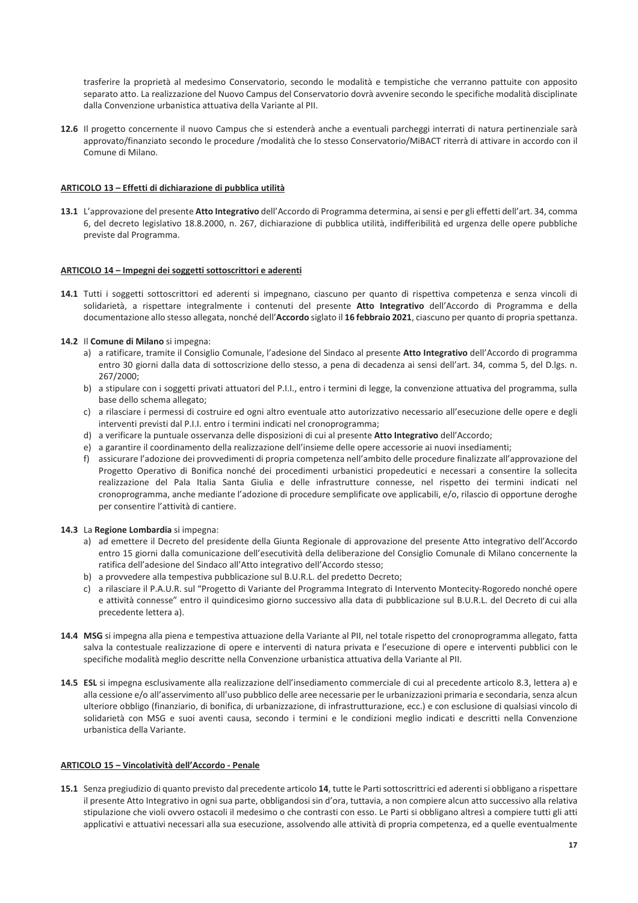trasferire la proprietà al medesimo Conservatorio, secondo le modalità e tempistiche che verranno pattuite con apposito separato atto. La realizzazione del Nuovo Campus del Conservatorio dovrà avvenire secondo le specifiche modalità disciplinate dalla Convenzione urbanistica attuativa della Variante al PII.

**12.6** Il progetto concernente il nuovo Campus che si estenderà anche a eventuali parcheggi interrati di natura pertinenziale sarà approvato/finanziato secondo le procedure /modalità che lo stesso Conservatorio/MiBACT riterrà di attivare in accordo con il Comune di Milano.

## ARTICOLO 13 – Effetti di dichiarazione di pubblica utilità

**13.1** L'approvazione del presente **Atto Integrativo** dell'Accordo di Programma determina, ai sensi e per gli effetti dell'art. 34, comma 6, del decreto legislativo 18.8.2000, n. 267, dichiarazione di pubblica utilità, indifferibilità ed urgenza delle opere pubbliche previste dal Programma.

## ARTICOLO 14 – Impegni dei soggetti sottoscrittori e aderenti

**14.1** Tutti i soggetti sottoscrittori ed aderenti si impegnano, ciascuno per quanto di rispettiva competenza e senza vincoli di solidarietà, a rispettare integralmente i contenuti del presente **Atto Integrativo** dell'Accordo di Programma e della documentazione allo stesso allegata, nonché dell'**Accordo** siglato il **16 febbraio 2021**, ciascuno per quanto di propria spettanza.

**14.2** Il **Comune di Milano** si impegna:

a) a ratificare, tramite il Consiglio Comunale, l'adesione del Sindaco al presente **Atto Integrativo** dell'Accordo di programma entro 30 giorni dalla data di sottoscrizione dello stesso, a pena di decadenza ai sensi dell'art. 34, comma 5, del D.lgs. n. 267/2000;
b) a stipulare con i soggetti privati attuatori del P.I.I., entro i termini di legge, la convenzione attuativa del programma, sulla base dello schema allegato;
c) a rilasciare i permessi di costruire ed ogni altro eventuale atto autorizzativo necessario all'esecuzione delle opere e degli interventi previsti dal P.I.I. entro i termini indicati nel cronoprogramma;
d) a verificare la puntuale osservanza delle disposizioni di cui al presente **Atto Integrativo** dell'Accordo;
e) a garantire il coordinamento della realizzazione dell'insieme delle opere accessorie ai nuovi insediamenti;
f) assicurare l'adozione dei provvedimenti di propria competenza nell'ambito delle procedure finalizzate all'approvazione del Progetto Operativo di Bonifica nonché dei procedimenti urbanistici propedeutici e necessari a consentire la sollecita realizzazione del Pala Italia Santa Giulia e delle infrastrutture connesse, nel rispetto dei termini indicati nel cronoprogramma, anche mediante l'adozione di procedure semplificate ove applicabili, e/o, rilascio di opportune deroghe per consentire l'attività di cantiere.

**14.3** La **Regione Lombardia** si impegna:

a) ad emettere il Decreto del presidente della Giunta Regionale di approvazione del presente Atto integrativo dell'Accordo entro 15 giorni dalla comunicazione dell'esecutività della deliberazione del Consiglio Comunale di Milano concernente la ratifica dell'adesione del Sindaco all'Atto integrativo dell'Accordo stesso;
b) a provvedere alla tempestiva pubblicazione sul B.U.R.L. del predetto Decreto;
c) a rilasciare il P.A.U.R. sul "Progetto di Variante del Programma Integrato di Intervento Montecity-Rogoredo nonché opere e attività connesse" entro il quindicesimo giorno successivo alla data di pubblicazione sul B.U.R.L. del Decreto di cui alla precedente lettera a).

**14.4** **MSG** si impegna alla piena e tempestiva attuazione della Variante al PII, nel totale rispetto del cronoprogramma allegato, fatta salva la contestuale realizzazione di opere e interventi di natura privata e l'esecuzione di opere e interventi pubblici con le specifiche modalità meglio descritte nella Convenzione urbanistica attuativa della Variante al PII.

**14.5** **ESL** si impegna esclusivamente alla realizzazione dell'insediamento commerciale di cui al precedente articolo 8.3, lettera a) e alla cessione e/o all'asservimento all'uso pubblico delle aree necessarie per le urbanizzazioni primaria e secondaria, senza alcun ulteriore obbligo (finanziario, di bonifica, di urbanizzazione, di infrastrutturazione, ecc.) e con esclusione di qualsiasi vincolo di solidarietà con MSG e suoi aventi causa, secondo i termini e le condizioni meglio indicati e descritti nella Convenzione urbanistica della Variante.

## ARTICOLO 15 – Vincolatività dell'Accordo - Penale

**15.1** Senza pregiudizio di quanto previsto dal precedente articolo **14**, tutte le Parti sottoscrittrici ed aderenti si obbligano a rispettare il presente Atto Integrativo in ogni sua parte, obbligandosi sin d'ora, tuttavia, a non compiere alcun atto successivo alla relativa stipulazione che violi ovvero ostacoli il medesimo o che contrasti con esso. Le Parti si obbligano altresì a compiere tutti gli atti applicativi e attuativi necessari alla sua esecuzione, assolvendo alle attività di propria competenza, ed a quelle eventualmente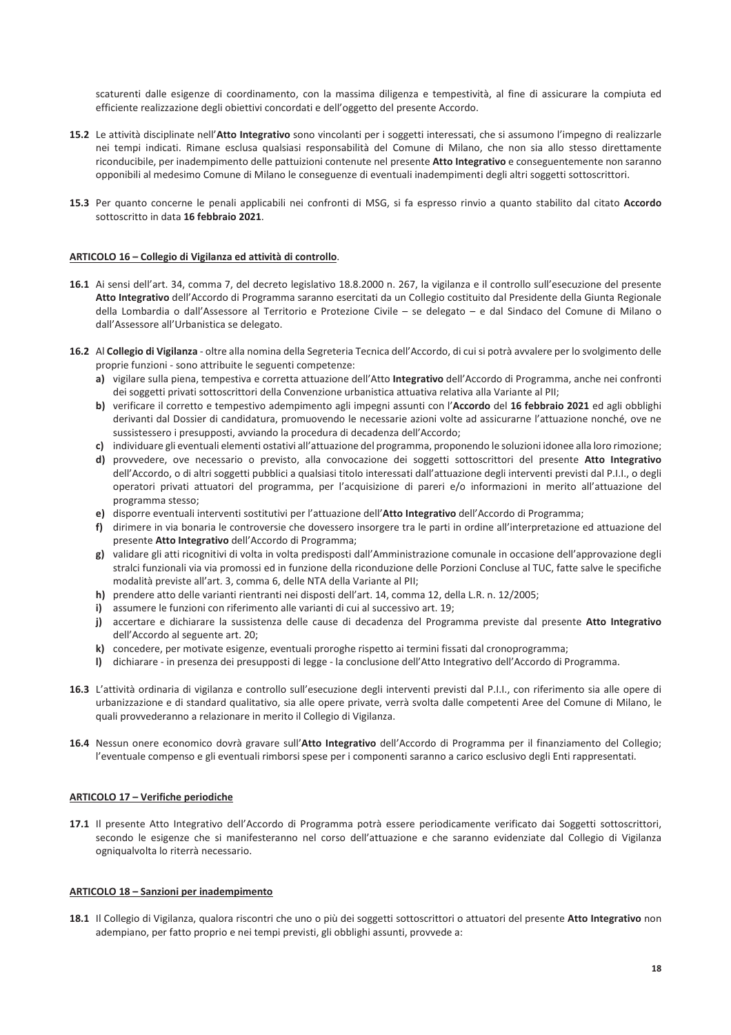scaturenti dalle esigenze di coordinamento, con la massima diligenza e tempestività, al fine di assicurare la compiuta ed efficiente realizzazione degli obiettivi concordati e dell'oggetto del presente Accordo.

**15.2** Le attività disciplinate nell'**Atto Integrativo** sono vincolanti per i soggetti interessati, che si assumono l'impegno di realizzarle nei tempi indicati. Rimane esclusa qualsiasi responsabilità del Comune di Milano, che non sia allo stesso direttamente riconducibile, per inadempimento delle pattuizioni contenute nel presente **Atto Integrativo** e conseguentemente non saranno opponibili al medesimo Comune di Milano le conseguenze di eventuali inadempimenti degli altri soggetti sottoscrittori.

**15.3** Per quanto concerne le penali applicabili nei confronti di MSG, si fa espresso rinvio a quanto stabilito dal citato **Accordo** sottoscritto in data **16 febbraio 2021**.

**ARTICOLO 16 – Collegio di Vigilanza ed attività di controllo**.

**16.1** Ai sensi dell'art. 34, comma 7, del decreto legislativo 18.8.2000 n. 267, la vigilanza e il controllo sull'esecuzione del presente **Atto Integrativo** dell'Accordo di Programma saranno esercitati da un Collegio costituito dal Presidente della Giunta Regionale della Lombardia o dall'Assessore al Territorio e Protezione Civile – se delegato – e dal Sindaco del Comune di Milano o dall'Assessore all'Urbanistica se delegato.

**16.2** Al **Collegio di Vigilanza** - oltre alla nomina della Segreteria Tecnica dell'Accordo, di cui si potrà avvalere per lo svolgimento delle proprie funzioni - sono attribuite le seguenti competenze:

**a)** vigilare sulla piena, tempestiva e corretta attuazione dell'Atto **Integrativo** dell'Accordo di Programma, anche nei confronti dei soggetti privati sottoscrittori della Convenzione urbanistica attuativa relativa alla Variante al PII;

**b)** verificare il corretto e tempestivo adempimento agli impegni assunti con l'**Accordo** del **16 febbraio 2021** ed agli obblighi derivanti dal Dossier di candidatura, promuovendo le necessarie azioni volte ad assicurarne l'attuazione nonché, ove ne sussistessero i presupposti, avviando la procedura di decadenza dell'Accordo;

**c)** individuare gli eventuali elementi ostativi all'attuazione del programma, proponendo le soluzioni idonee alla loro rimozione;

**d)** provvedere, ove necessario o previsto, alla convocazione dei soggetti sottoscrittori del presente **Atto Integrativo** dell'Accordo, o di altri soggetti pubblici a qualsiasi titolo interessati dall'attuazione degli interventi previsti dal P.I.I., o degli operatori privati attuatori del programma, per l'acquisizione di pareri e/o informazioni in merito all'attuazione del programma stesso;

**e)** disporre eventuali interventi sostitutivi per l'attuazione dell'**Atto Integrativo** dell'Accordo di Programma;

**f)** dirimere in via bonaria le controversie che dovessero insorgere tra le parti in ordine all'interpretazione ed attuazione del presente **Atto Integrativo** dell'Accordo di Programma;

**g)** validare gli atti ricognitivi di volta in volta predisposti dall'Amministrazione comunale in occasione dell'approvazione degli stralci funzionali via via promossi ed in funzione della riconduzione delle Porzioni Concluse al TUC, fatte salve le specifiche modalità previste all'art. 3, comma 6, delle NTA della Variante al PII;

**h)** prendere atto delle varianti rientranti nei disposti dell'art. 14, comma 12, della L.R. n. 12/2005;

**i)** assumere le funzioni con riferimento alle varianti di cui al successivo art. 19;

**j)** accertare e dichiarare la sussistenza delle cause di decadenza del Programma previste dal presente **Atto Integrativo** dell'Accordo al seguente art. 20;

**k)** concedere, per motivate esigenze, eventuali proroghe rispetto ai termini fissati dal cronoprogramma;

**l)** dichiarare - in presenza dei presupposti di legge - la conclusione dell'Atto Integrativo dell'Accordo di Programma.

**16.3** L'attività ordinaria di vigilanza e controllo sull'esecuzione degli interventi previsti dal P.I.I., con riferimento sia alle opere di urbanizzazione e di standard qualitativo, sia alle opere private, verrà svolta dalle competenti Aree del Comune di Milano, le quali provvederanno a relazionare in merito il Collegio di Vigilanza.

**16.4** Nessun onere economico dovrà gravare sull'**Atto Integrativo** dell'Accordo di Programma per il finanziamento del Collegio; l'eventuale compenso e gli eventuali rimborsi spese per i componenti saranno a carico esclusivo degli Enti rappresentati.

**ARTICOLO 17 – Verifiche periodiche**

**17.1** Il presente Atto Integrativo dell'Accordo di Programma potrà essere periodicamente verificato dai Soggetti sottoscrittori, secondo le esigenze che si manifesteranno nel corso dell'attuazione e che saranno evidenziate dal Collegio di Vigilanza ogniqualvolta lo riterrà necessario.

**ARTICOLO 18 – Sanzioni per inadempimento**

**18.1** Il Collegio di Vigilanza, qualora riscontri che uno o più dei soggetti sottoscrittori o attuatori del presente **Atto Integrativo** non adempiano, per fatto proprio e nei tempi previsti, gli obblighi assunti, provvede a: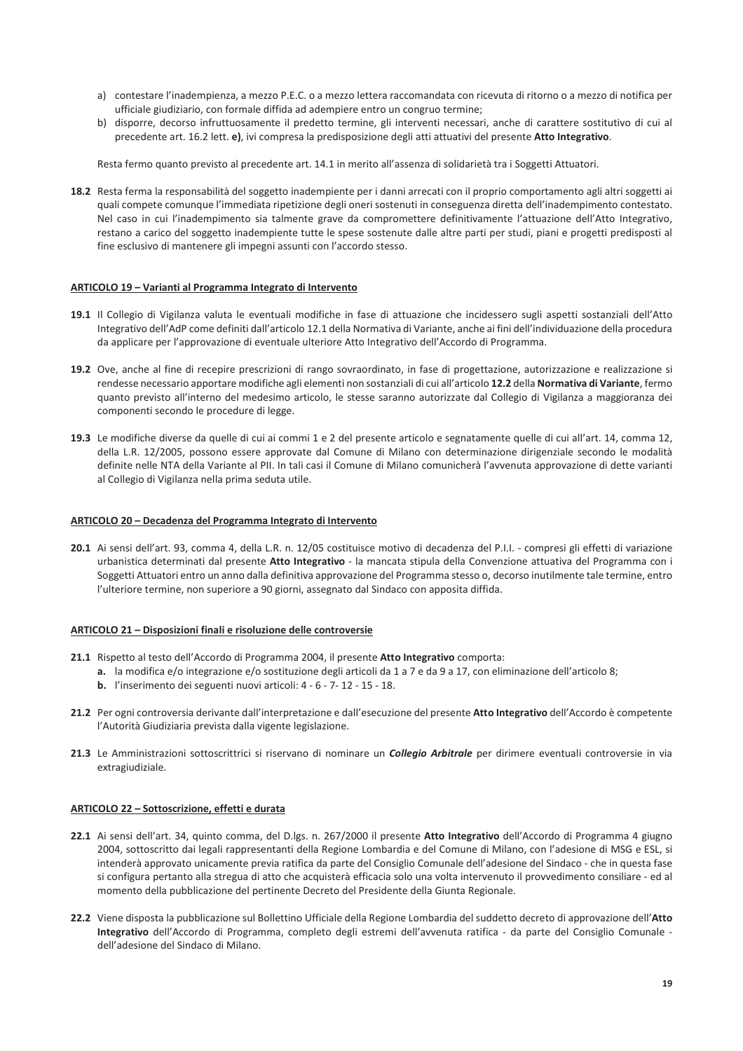a) contestare l'inadempienza, a mezzo P.E.C. o a mezzo lettera raccomandata con ricevuta di ritorno o a mezzo di notifica per ufficiale giudiziario, con formale diffida ad adempiere entro un congruo termine;
b) disporre, decorso infruttuosamente il predetto termine, gli interventi necessari, anche di carattere sostitutivo di cui al precedente art. 16.2 lett. **e)**, ivi compresa la predisposizione degli atti attuativi del presente **Atto Integrativo**.

Resta fermo quanto previsto al precedente art. 14.1 in merito all'assenza di solidarietà tra i Soggetti Attuatori.

**18.2** Resta ferma la responsabilità del soggetto inadempiente per i danni arrecati con il proprio comportamento agli altri soggetti ai quali compete comunque l'immediata ripetizione degli oneri sostenuti in conseguenza diretta dell'inadempimento contestato. Nel caso in cui l'inadempimento sia talmente grave da compromettere definitivamente l'attuazione dell'Atto Integrativo, restano a carico del soggetto inadempiente tutte le spese sostenute dalle altre parti per studi, piani e progetti predisposti al fine esclusivo di mantenere gli impegni assunti con l'accordo stesso.

**ARTICOLO 19 – Varianti al Programma Integrato di Intervento**

**19.1** Il Collegio di Vigilanza valuta le eventuali modifiche in fase di attuazione che incidessero sugli aspetti sostanziali dell'Atto Integrativo dell'AdP come definiti dall'articolo 12.1 della Normativa di Variante, anche ai fini dell'individuazione della procedura da applicare per l'approvazione di eventuale ulteriore Atto Integrativo dell'Accordo di Programma.

**19.2** Ove, anche al fine di recepire prescrizioni di rango sovraordinato, in fase di progettazione, autorizzazione e realizzazione si rendesse necessario apportare modifiche agli elementi non sostanziali di cui all'articolo **12.2** della **Normativa di Variante**, fermo quanto previsto all'interno del medesimo articolo, le stesse saranno autorizzate dal Collegio di Vigilanza a maggioranza dei componenti secondo le procedure di legge.

**19.3** Le modifiche diverse da quelle di cui ai commi 1 e 2 del presente articolo e segnatamente quelle di cui all'art. 14, comma 12, della L.R. 12/2005, possono essere approvate dal Comune di Milano con determinazione dirigenziale secondo le modalità definite nelle NTA della Variante al PII. In tali casi il Comune di Milano comunicherà l'avvenuta approvazione di dette varianti al Collegio di Vigilanza nella prima seduta utile.

**ARTICOLO 20 – Decadenza del Programma Integrato di Intervento**

**20.1** Ai sensi dell'art. 93, comma 4, della L.R. n. 12/05 costituisce motivo di decadenza del P.I.I. - compresi gli effetti di variazione urbanistica determinati dal presente **Atto Integrativo** - la mancata stipula della Convenzione attuativa del Programma con i Soggetti Attuatori entro un anno dalla definitiva approvazione del Programma stesso o, decorso inutilmente tale termine, entro l'ulteriore termine, non superiore a 90 giorni, assegnato dal Sindaco con apposita diffida.

**ARTICOLO 21 – Disposizioni finali e risoluzione delle controversie**

**21.1** Rispetto al testo dell'Accordo di Programma 2004, il presente **Atto Integrativo** comporta:
- **a.** la modifica e/o integrazione e/o sostituzione degli articoli da 1 a 7 e da 9 a 17, con eliminazione dell'articolo 8;
- **b.** l'inserimento dei seguenti nuovi articoli: 4 - 6 - 7- 12 - 15 - 18.

**21.2** Per ogni controversia derivante dall'interpretazione e dall'esecuzione del presente **Atto Integrativo** dell'Accordo è competente l'Autorità Giudiziaria prevista dalla vigente legislazione.

**21.3** Le Amministrazioni sottoscrittrici si riservano di nominare un ***Collegio Arbitrale*** per dirimere eventuali controversie in via extragiudiziale.

**ARTICOLO 22 – Sottoscrizione, effetti e durata**

**22.1** Ai sensi dell'art. 34, quinto comma, del D.lgs. n. 267/2000 il presente **Atto Integrativo** dell'Accordo di Programma 4 giugno 2004, sottoscritto dai legali rappresentanti della Regione Lombardia e del Comune di Milano, con l'adesione di MSG e ESL, si intenderà approvato unicamente previa ratifica da parte del Consiglio Comunale dell'adesione del Sindaco - che in questa fase si configura pertanto alla stregua di atto che acquisterà efficacia solo una volta intervenuto il provvedimento consiliare - ed al momento della pubblicazione del pertinente Decreto del Presidente della Giunta Regionale.

**22.2** Viene disposta la pubblicazione sul Bollettino Ufficiale della Regione Lombardia del suddetto decreto di approvazione dell'**Atto Integrativo** dell'Accordo di Programma, completo degli estremi dell'avvenuta ratifica - da parte del Consiglio Comunale - dell'adesione del Sindaco di Milano.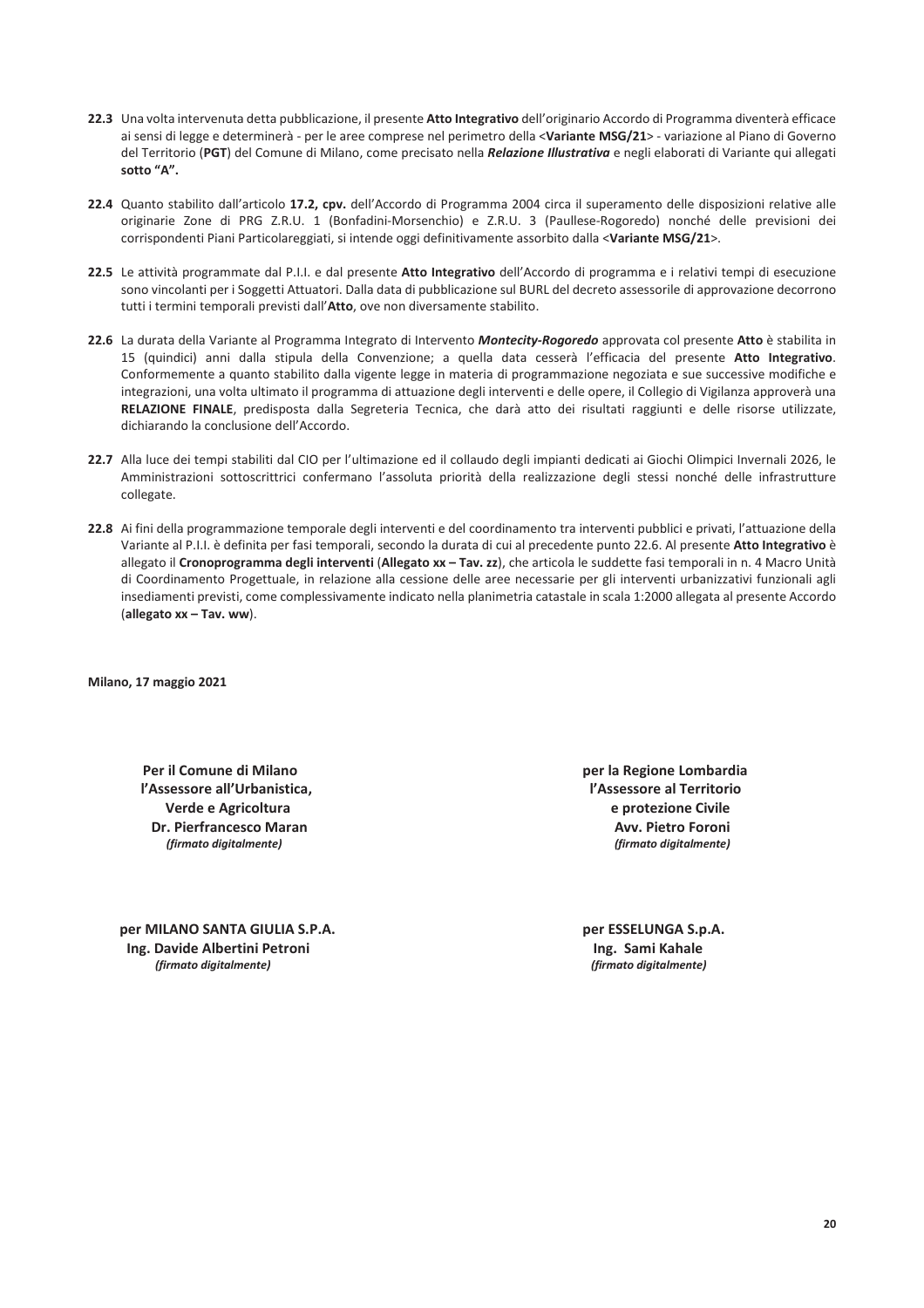**22.3** Una volta intervenuta detta pubblicazione, il presente **Atto Integrativo** dell'originario Accordo di Programma diventerà efficace ai sensi di legge e determinerà - per le aree comprese nel perimetro della <**Variante MSG/21**> - variazione al Piano di Governo del Territorio (**PGT**) del Comune di Milano, come precisato nella ***Relazione Illustrativa*** e negli elaborati di Variante qui allegati **sotto "A".**

**22.4** Quanto stabilito dall'articolo **17.2, cpv.** dell'Accordo di Programma 2004 circa il superamento delle disposizioni relative alle originarie Zone di PRG Z.R.U. 1 (Bonfadini-Morsenchio) e Z.R.U. 3 (Paullese-Rogoredo) nonché delle previsioni dei corrispondenti Piani Particolareggiati, si intende oggi definitivamente assorbito dalla <**Variante MSG/21**>.

**22.5** Le attività programmate dal P.I.I. e dal presente **Atto Integrativo** dell'Accordo di programma e i relativi tempi di esecuzione sono vincolanti per i Soggetti Attuatori. Dalla data di pubblicazione sul BURL del decreto assessorile di approvazione decorrono tutti i termini temporali previsti dall'**Atto**, ove non diversamente stabilito.

**22.6** La durata della Variante al Programma Integrato di Intervento ***Montecity-Rogoredo*** approvata col presente **Atto** è stabilita in 15 (quindici) anni dalla stipula della Convenzione; a quella data cesserà l'efficacia del presente **Atto Integrativo**. Conformemente a quanto stabilito dalla vigente legge in materia di programmazione negoziata e sue successive modifiche e integrazioni, una volta ultimato il programma di attuazione degli interventi e delle opere, il Collegio di Vigilanza approverà una **RELAZIONE FINALE**, predisposta dalla Segreteria Tecnica, che darà atto dei risultati raggiunti e delle risorse utilizzate, dichiarando la conclusione dell'Accordo.

**22.7** Alla luce dei tempi stabiliti dal CIO per l'ultimazione ed il collaudo degli impianti dedicati ai Giochi Olimpici Invernali 2026, le Amministrazioni sottoscrittrici confermano l'assoluta priorità della realizzazione degli stessi nonché delle infrastrutture collegate.

**22.8** Ai fini della programmazione temporale degli interventi e del coordinamento tra interventi pubblici e privati, l'attuazione della Variante al P.I.I. è definita per fasi temporali, secondo la durata di cui al precedente punto 22.6. Al presente **Atto Integrativo** è allegato il **Cronoprogramma degli interventi** (**Allegato xx – Tav. zz**), che articola le suddette fasi temporali in n. 4 Macro Unità di Coordinamento Progettuale, in relazione alla cessione delle aree necessarie per gli interventi urbanizzativi funzionali agli insediamenti previsti, come complessivamente indicato nella planimetria catastale in scala 1:2000 allegata al presente Accordo (**allegato xx – Tav. ww**).

**Milano, 17 maggio 2021**

**Per il Comune di Milano**
**l'Assessore all'Urbanistica, Verde e Agricoltura**
**Dr. Pierfrancesco Maran**
***(firmato digitalmente)***

**per la Regione Lombardia**
**l'Assessore al Territorio e protezione Civile**
**Avv. Pietro Foroni**
***(firmato digitalmente)***

**per MILANO SANTA GIULIA S.P.A.**
**Ing. Davide Albertini Petroni**
***(firmato digitalmente)***

**per ESSELUNGA S.p.A.**
**Ing. Sami Kahale**
***(firmato digitalmente)***